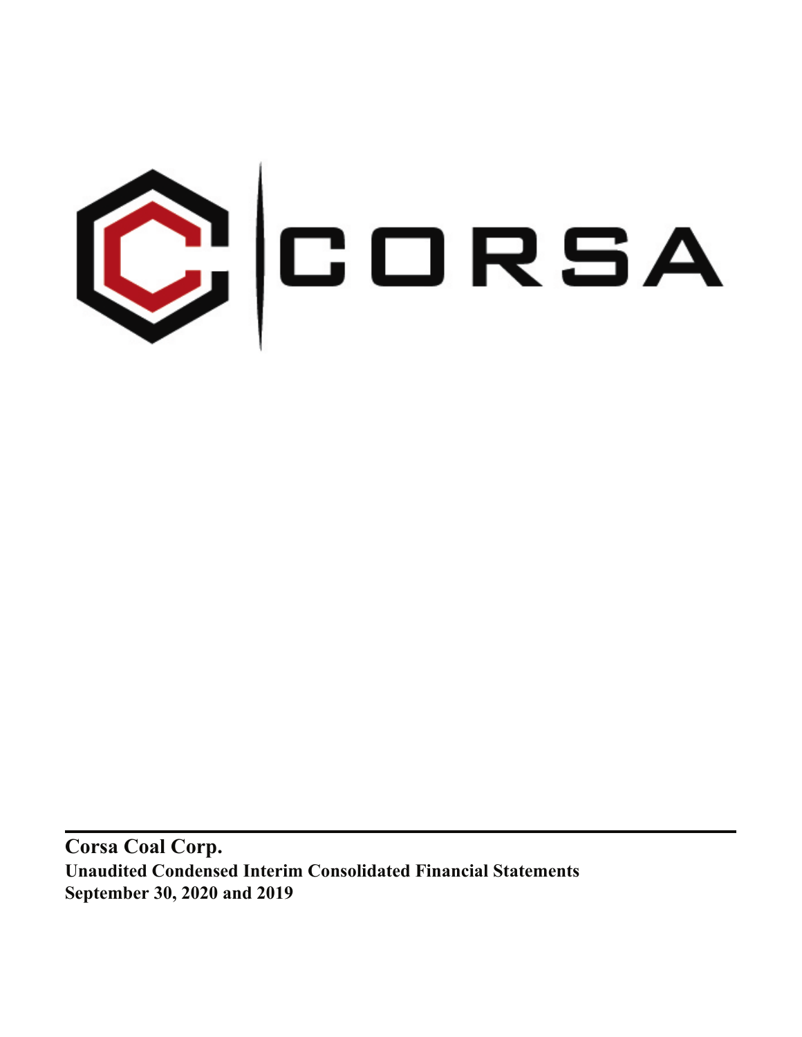CORSA

**Corsa Coal Corp.**

**Unaudited Condensed Interim Consolidated Financial Statements**

**September 30, 2020 and 2019**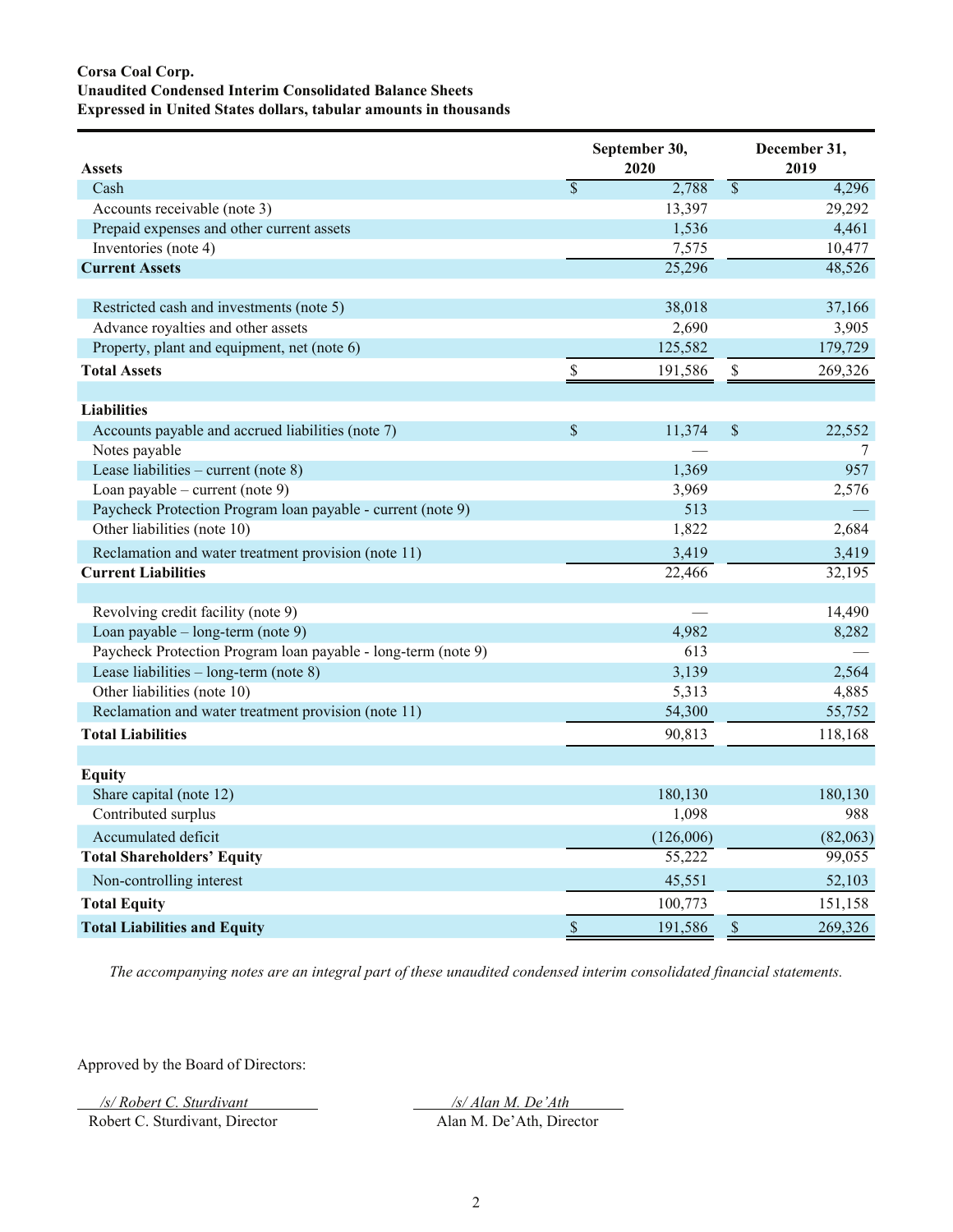**Corsa Coal Corp.**
**Unaudited Condensed Interim Consolidated Balance Sheets**
**Expressed in United States dollars, tabular amounts in thousands**

| Assets | September 30, 2020 | December 31, 2019 |
|---|---|---|
| Cash | $ 2,788 | $ 4,296 |
| Accounts receivable (note 3) | 13,397 | 29,292 |
| Prepaid expenses and other current assets | 1,536 | 4,461 |
| Inventories (note 4) | 7,575 | 10,477 |
| **Current Assets** | 25,296 | 48,526 |
| | | |
| Restricted cash and investments (note 5) | 38,018 | 37,166 |
| Advance royalties and other assets | 2,690 | 3,905 |
| Property, plant and equipment, net (note 6) | 125,582 | 179,729 |
| **Total Assets** | $ 191,586 | $ 269,326 |
| | | |
| **Liabilities** | | |
| Accounts payable and accrued liabilities (note 7) | $ 11,374 | $ 22,552 |
| Notes payable | — | 7 |
| Lease liabilities – current (note 8) | 1,369 | 957 |
| Loan payable – current (note 9) | 3,969 | 2,576 |
| Paycheck Protection Program loan payable - current (note 9) | 513 | — |
| Other liabilities (note 10) | 1,822 | 2,684 |
| Reclamation and water treatment provision (note 11) | 3,419 | 3,419 |
| **Current Liabilities** | 22,466 | 32,195 |
| | | |
| Revolving credit facility (note 9) | — | 14,490 |
| Loan payable – long-term (note 9) | 4,982 | 8,282 |
| Paycheck Protection Program loan payable - long-term (note 9) | 613 | — |
| Lease liabilities – long-term (note 8) | 3,139 | 2,564 |
| Other liabilities (note 10) | 5,313 | 4,885 |
| Reclamation and water treatment provision (note 11) | 54,300 | 55,752 |
| **Total Liabilities** | 90,813 | 118,168 |
| | | |
| **Equity** | | |
| Share capital (note 12) | 180,130 | 180,130 |
| Contributed surplus | 1,098 | 988 |
| Accumulated deficit | (126,006) | (82,063) |
| **Total Shareholders' Equity** | 55,222 | 99,055 |
| Non-controlling interest | 45,551 | 52,103 |
| **Total Equity** | 100,773 | 151,158 |
| **Total Liabilities and Equity** | $ 191,586 | $ 269,326 |

*The accompanying notes are an integral part of these unaudited condensed interim consolidated financial statements.*

Approved by the Board of Directors:

/s/ Robert C. Sturdivant
Robert C. Sturdivant, Director

/s/ Alan M. De'Ath
Alan M. De'Ath, Director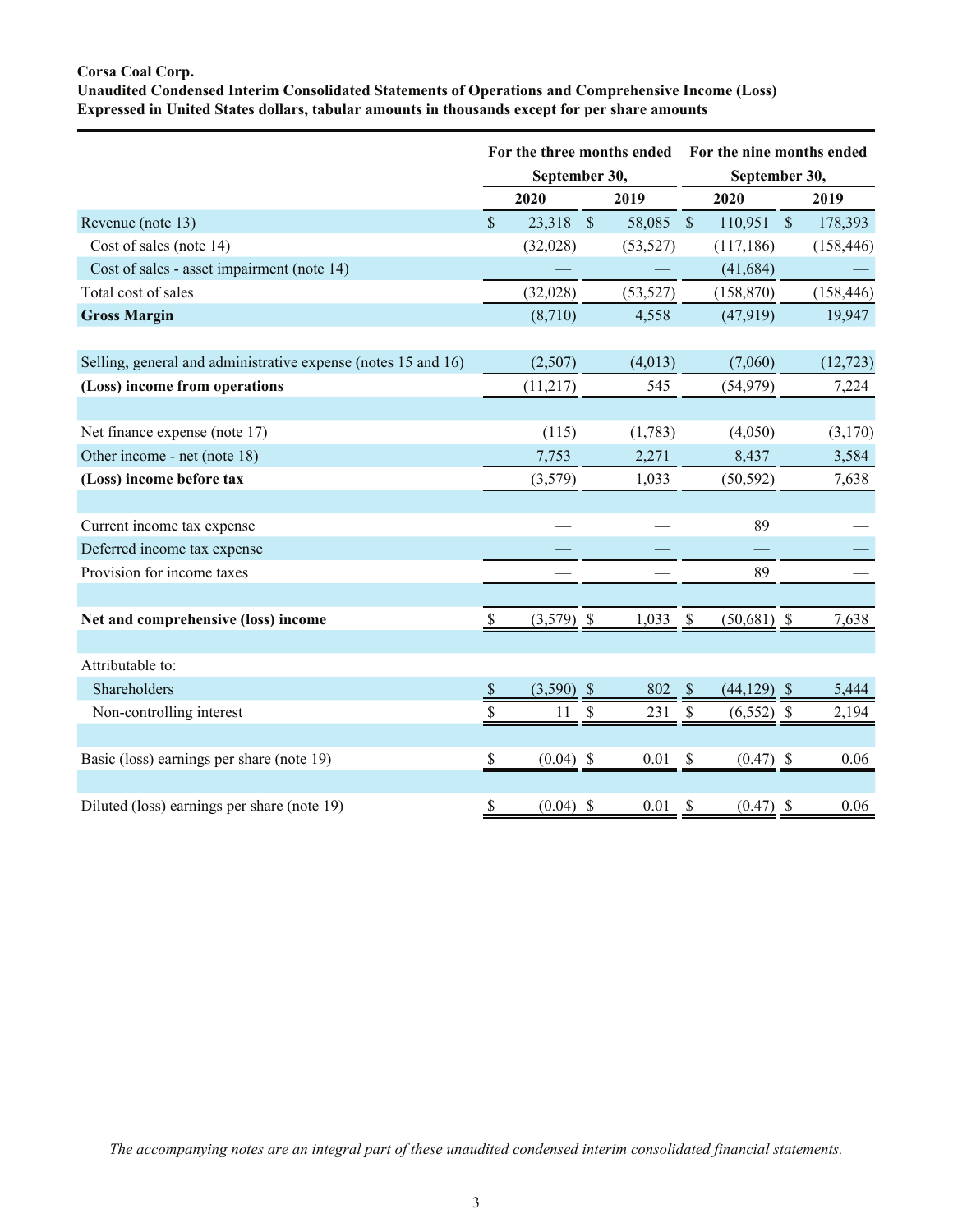**Corsa Coal Corp.**
**Unaudited Condensed Interim Consolidated Statements of Operations and Comprehensive Income (Loss)**
**Expressed in United States dollars, tabular amounts in thousands except for per share amounts**

| | For the three months ended September 30, | | For the nine months ended September 30, | |
|---|---|---|---|---|
| | 2020 | 2019 | 2020 | 2019 |
| Revenue (note 13) | $ 23,318 | $ 58,085 | $ 110,951 | $ 178,393 |
| Cost of sales (note 14) | (32,028) | (53,527) | (117,186) | (158,446) |
| Cost of sales - asset impairment (note 14) | — | — | (41,684) | — |
| Total cost of sales | (32,028) | (53,527) | (158,870) | (158,446) |
| **Gross Margin** | (8,710) | 4,558 | (47,919) | 19,947 |
| | | | | |
| Selling, general and administrative expense (notes 15 and 16) | (2,507) | (4,013) | (7,060) | (12,723) |
| **(Loss) income from operations** | (11,217) | 545 | (54,979) | 7,224 |
| | | | | |
| Net finance expense (note 17) | (115) | (1,783) | (4,050) | (3,170) |
| Other income - net (note 18) | 7,753 | 2,271 | 8,437 | 3,584 |
| **(Loss) income before tax** | (3,579) | 1,033 | (50,592) | 7,638 |
| | | | | |
| Current income tax expense | — | — | 89 | — |
| Deferred income tax expense | — | — | — | — |
| Provision for income taxes | — | — | 89 | — |
| | | | | |
| **Net and comprehensive (loss) income** | $ (3,579) | $ 1,033 | $ (50,681) | $ 7,638 |
| | | | | |
| Attributable to: | | | | |
| Shareholders | $ (3,590) | $ 802 | $ (44,129) | $ 5,444 |
| Non-controlling interest | $ 11 | $ 231 | $ (6,552) | $ 2,194 |
| | | | | |
| Basic (loss) earnings per share (note 19) | $ (0.04) | $ 0.01 | $ (0.47) | $ 0.06 |
| | | | | |
| Diluted (loss) earnings per share (note 19) | $ (0.04) | $ 0.01 | $ (0.47) | $ 0.06 |

*The accompanying notes are an integral part of these unaudited condensed interim consolidated financial statements.*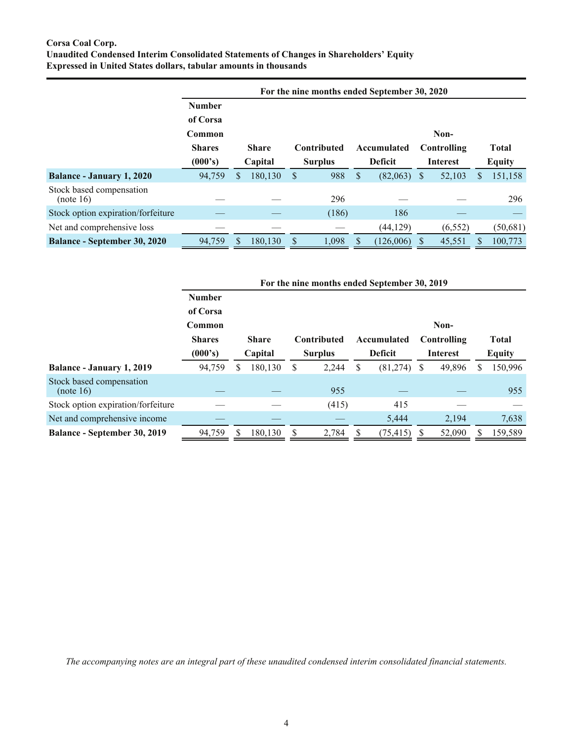**Corsa Coal Corp.**
**Unaudited Condensed Interim Consolidated Statements of Changes in Shareholders' Equity**
**Expressed in United States dollars, tabular amounts in thousands**

| | For the nine months ended September 30, 2020 | | | | | |
|---|---|---|---|---|---|---|
| | **Number of Corsa Common Shares (000's)** | **Share Capital** | **Contributed Surplus** | **Accumulated Deficit** | **Non-Controlling Interest** | **Total Equity** |
| **Balance - January 1, 2020** | 94,759 | $ 180,130 | $ 988 | $ (82,063) | $ 52,103 | $ 151,158 |
| Stock based compensation (note 16) | — | — | 296 | — | — | 296 |
| Stock option expiration/forfeiture | — | — | (186) | 186 | — | — |
| Net and comprehensive loss | — | — | — | (44,129) | (6,552) | (50,681) |
| **Balance - September 30, 2020** | 94,759 | $ 180,130 | $ 1,098 | $ (126,006) | $ 45,551 | $ 100,773 |

| | For the nine months ended September 30, 2019 | | | | | |
|---|---|---|---|---|---|---|
| | **Number of Corsa Common Shares (000's)** | **Share Capital** | **Contributed Surplus** | **Accumulated Deficit** | **Non-Controlling Interest** | **Total Equity** |
| **Balance - January 1, 2019** | 94,759 | $ 180,130 | $ 2,244 | $ (81,274) | $ 49,896 | $ 150,996 |
| Stock based compensation (note 16) | — | — | 955 | — | — | 955 |
| Stock option expiration/forfeiture | — | — | (415) | 415 | — | — |
| Net and comprehensive income | — | — | — | 5,444 | 2,194 | 7,638 |
| **Balance - September 30, 2019** | 94,759 | $ 180,130 | $ 2,784 | $ (75,415) | $ 52,090 | $ 159,589 |

*The accompanying notes are an integral part of these unaudited condensed interim consolidated financial statements.*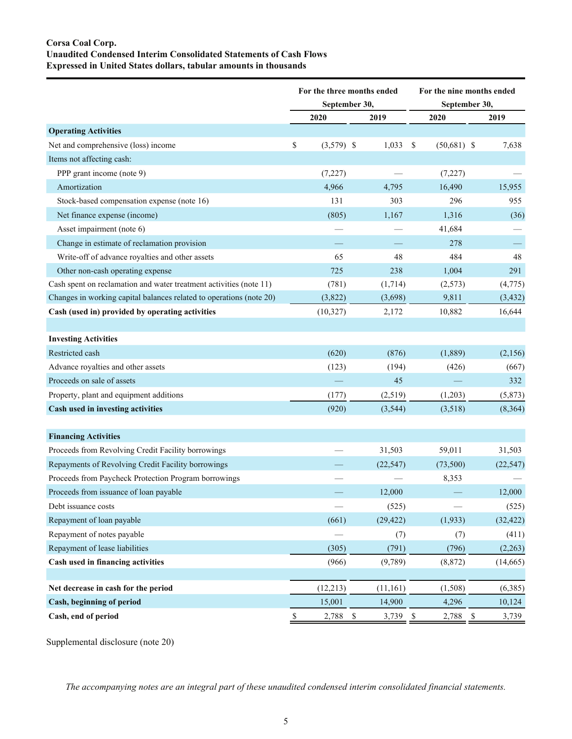**Corsa Coal Corp.**
**Unaudited Condensed Interim Consolidated Statements of Cash Flows**
**Expressed in United States dollars, tabular amounts in thousands**

| | For the three months ended September 30, | | For the nine months ended September 30, | |
|---|---|---|---|---|
| | 2020 | 2019 | 2020 | 2019 |
| **Operating Activities** | | | | |
| Net and comprehensive (loss) income | $ (3,579) | $ 1,033 | $ (50,681) | $ 7,638 |
| Items not affecting cash: | | | | |
| PPP grant income (note 9) | (7,227) | — | (7,227) | — |
| Amortization | 4,966 | 4,795 | 16,490 | 15,955 |
| Stock-based compensation expense (note 16) | 131 | 303 | 296 | 955 |
| Net finance expense (income) | (805) | 1,167 | 1,316 | (36) |
| Asset impairment (note 6) | — | — | 41,684 | — |
| Change in estimate of reclamation provision | — | — | 278 | — |
| Write-off of advance royalties and other assets | 65 | 48 | 484 | 48 |
| Other non-cash operating expense | 725 | 238 | 1,004 | 291 |
| Cash spent on reclamation and water treatment activities (note 11) | (781) | (1,714) | (2,573) | (4,775) |
| Changes in working capital balances related to operations (note 20) | (3,822) | (3,698) | 9,811 | (3,432) |
| **Cash (used in) provided by operating activities** | (10,327) | 2,172 | 10,882 | 16,644 |
| | | | | |
| **Investing Activities** | | | | |
| Restricted cash | (620) | (876) | (1,889) | (2,156) |
| Advance royalties and other assets | (123) | (194) | (426) | (667) |
| Proceeds on sale of assets | — | 45 | — | 332 |
| Property, plant and equipment additions | (177) | (2,519) | (1,203) | (5,873) |
| **Cash used in investing activities** | (920) | (3,544) | (3,518) | (8,364) |
| | | | | |
| **Financing Activities** | | | | |
| Proceeds from Revolving Credit Facility borrowings | — | 31,503 | 59,011 | 31,503 |
| Repayments of Revolving Credit Facility borrowings | — | (22,547) | (73,500) | (22,547) |
| Proceeds from Paycheck Protection Program borrowings | — | — | 8,353 | — |
| Proceeds from issuance of loan payable | — | 12,000 | — | 12,000 |
| Debt issuance costs | — | (525) | — | (525) |
| Repayment of loan payable | (661) | (29,422) | (1,933) | (32,422) |
| Repayment of notes payable | — | (7) | (7) | (411) |
| Repayment of lease liabilities | (305) | (791) | (796) | (2,263) |
| **Cash used in financing activities** | (966) | (9,789) | (8,872) | (14,665) |
| | | | | |
| **Net decrease in cash for the period** | (12,213) | (11,161) | (1,508) | (6,385) |
| **Cash, beginning of period** | 15,001 | 14,900 | 4,296 | 10,124 |
| **Cash, end of period** | $ 2,788 | $ 3,739 | $ 2,788 | $ 3,739 |

Supplemental disclosure (note 20)

*The accompanying notes are an integral part of these unaudited condensed interim consolidated financial statements.*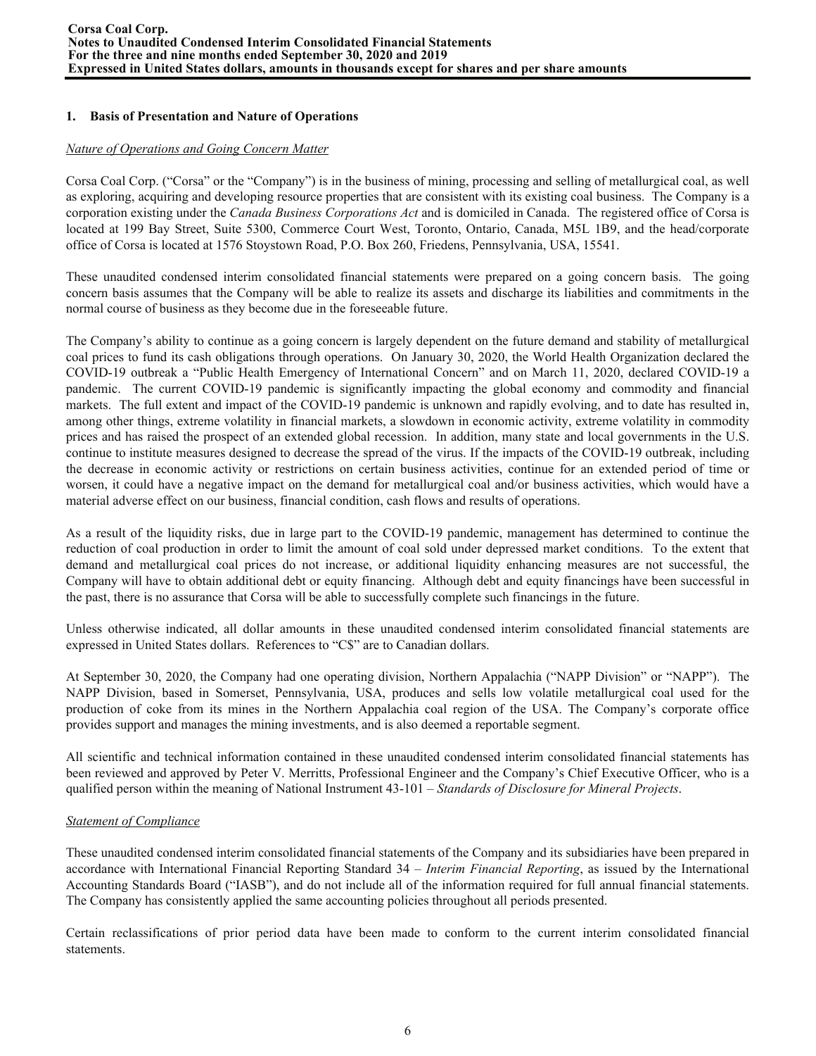## 1. Basis of Presentation and Nature of Operations

*Nature of Operations and Going Concern Matter*

Corsa Coal Corp. ("Corsa" or the "Company") is in the business of mining, processing and selling of metallurgical coal, as well as exploring, acquiring and developing resource properties that are consistent with its existing coal business. The Company is a corporation existing under the *Canada Business Corporations Act* and is domiciled in Canada. The registered office of Corsa is located at 199 Bay Street, Suite 5300, Commerce Court West, Toronto, Ontario, Canada, M5L 1B9, and the head/corporate office of Corsa is located at 1576 Stoystown Road, P.O. Box 260, Friedens, Pennsylvania, USA, 15541.

These unaudited condensed interim consolidated financial statements were prepared on a going concern basis. The going concern basis assumes that the Company will be able to realize its assets and discharge its liabilities and commitments in the normal course of business as they become due in the foreseeable future.

The Company's ability to continue as a going concern is largely dependent on the future demand and stability of metallurgical coal prices to fund its cash obligations through operations. On January 30, 2020, the World Health Organization declared the COVID-19 outbreak a "Public Health Emergency of International Concern" and on March 11, 2020, declared COVID-19 a pandemic. The current COVID-19 pandemic is significantly impacting the global economy and commodity and financial markets. The full extent and impact of the COVID-19 pandemic is unknown and rapidly evolving, and to date has resulted in, among other things, extreme volatility in financial markets, a slowdown in economic activity, extreme volatility in commodity prices and has raised the prospect of an extended global recession. In addition, many state and local governments in the U.S. continue to institute measures designed to decrease the spread of the virus. If the impacts of the COVID-19 outbreak, including the decrease in economic activity or restrictions on certain business activities, continue for an extended period of time or worsen, it could have a negative impact on the demand for metallurgical coal and/or business activities, which would have a material adverse effect on our business, financial condition, cash flows and results of operations.

As a result of the liquidity risks, due in large part to the COVID-19 pandemic, management has determined to continue the reduction of coal production in order to limit the amount of coal sold under depressed market conditions. To the extent that demand and metallurgical coal prices do not increase, or additional liquidity enhancing measures are not successful, the Company will have to obtain additional debt or equity financing. Although debt and equity financings have been successful in the past, there is no assurance that Corsa will be able to successfully complete such financings in the future.

Unless otherwise indicated, all dollar amounts in these unaudited condensed interim consolidated financial statements are expressed in United States dollars. References to "C$" are to Canadian dollars.

At September 30, 2020, the Company had one operating division, Northern Appalachia ("NAPP Division" or "NAPP"). The NAPP Division, based in Somerset, Pennsylvania, USA, produces and sells low volatile metallurgical coal used for the production of coke from its mines in the Northern Appalachia coal region of the USA. The Company's corporate office provides support and manages the mining investments, and is also deemed a reportable segment.

All scientific and technical information contained in these unaudited condensed interim consolidated financial statements has been reviewed and approved by Peter V. Merritts, Professional Engineer and the Company's Chief Executive Officer, who is a qualified person within the meaning of National Instrument 43-101 – *Standards of Disclosure for Mineral Projects*.

*Statement of Compliance*

These unaudited condensed interim consolidated financial statements of the Company and its subsidiaries have been prepared in accordance with International Financial Reporting Standard 34 – *Interim Financial Reporting*, as issued by the International Accounting Standards Board ("IASB"), and do not include all of the information required for full annual financial statements. The Company has consistently applied the same accounting policies throughout all periods presented.

Certain reclassifications of prior period data have been made to conform to the current interim consolidated financial statements.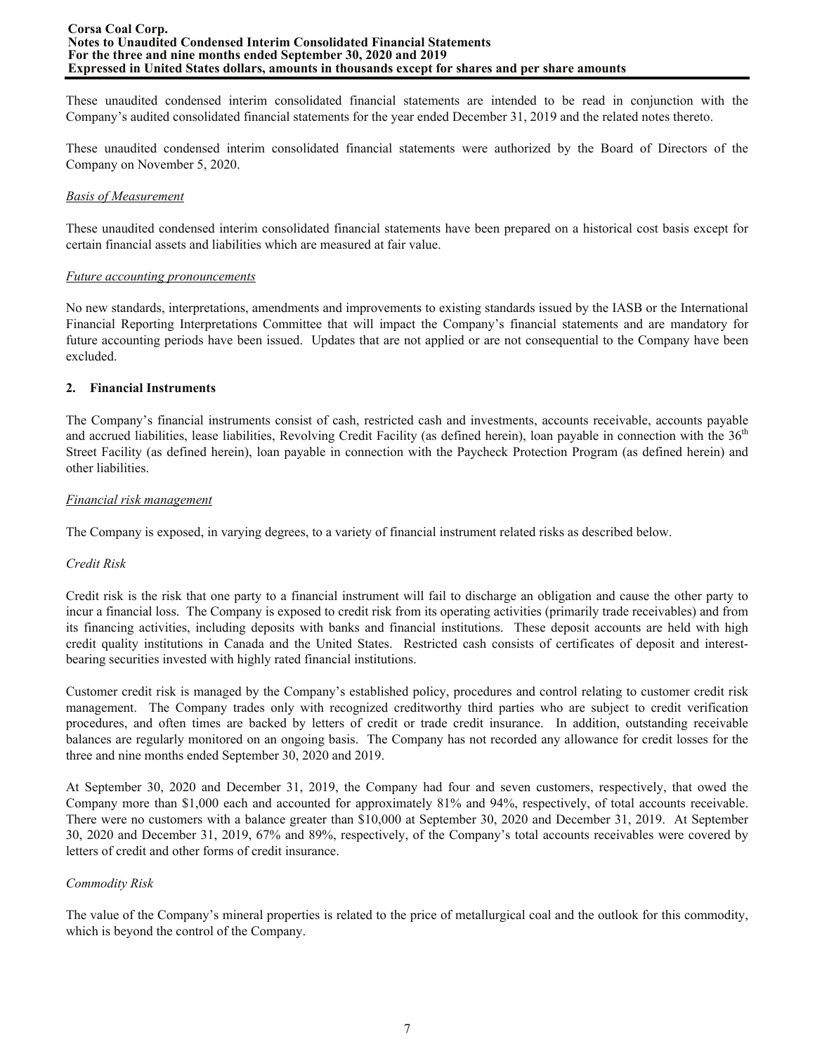These unaudited condensed interim consolidated financial statements are intended to be read in conjunction with the Company's audited consolidated financial statements for the year ended December 31, 2019 and the related notes thereto.

These unaudited condensed interim consolidated financial statements were authorized by the Board of Directors of the Company on November 5, 2020.

*Basis of Measurement*

These unaudited condensed interim consolidated financial statements have been prepared on a historical cost basis except for certain financial assets and liabilities which are measured at fair value.

*Future accounting pronouncements*

No new standards, interpretations, amendments and improvements to existing standards issued by the IASB or the International Financial Reporting Interpretations Committee that will impact the Company's financial statements and are mandatory for future accounting periods have been issued. Updates that are not applied or are not consequential to the Company have been excluded.

## 2. Financial Instruments

The Company's financial instruments consist of cash, restricted cash and investments, accounts receivable, accounts payable and accrued liabilities, lease liabilities, Revolving Credit Facility (as defined herein), loan payable in connection with the 36th Street Facility (as defined herein), loan payable in connection with the Paycheck Protection Program (as defined herein) and other liabilities.

*Financial risk management*

The Company is exposed, in varying degrees, to a variety of financial instrument related risks as described below.

*Credit Risk*

Credit risk is the risk that one party to a financial instrument will fail to discharge an obligation and cause the other party to incur a financial loss. The Company is exposed to credit risk from its operating activities (primarily trade receivables) and from its financing activities, including deposits with banks and financial institutions. These deposit accounts are held with high credit quality institutions in Canada and the United States. Restricted cash consists of certificates of deposit and interest-bearing securities invested with highly rated financial institutions.

Customer credit risk is managed by the Company's established policy, procedures and control relating to customer credit risk management. The Company trades only with recognized creditworthy third parties who are subject to credit verification procedures, and often times are backed by letters of credit or trade credit insurance. In addition, outstanding receivable balances are regularly monitored on an ongoing basis. The Company has not recorded any allowance for credit losses for the three and nine months ended September 30, 2020 and 2019.

At September 30, 2020 and December 31, 2019, the Company had four and seven customers, respectively, that owed the Company more than $1,000 each and accounted for approximately 81% and 94%, respectively, of total accounts receivable. There were no customers with a balance greater than $10,000 at September 30, 2020 and December 31, 2019. At September 30, 2020 and December 31, 2019, 67% and 89%, respectively, of the Company's total accounts receivables were covered by letters of credit and other forms of credit insurance.

*Commodity Risk*

The value of the Company's mineral properties is related to the price of metallurgical coal and the outlook for this commodity, which is beyond the control of the Company.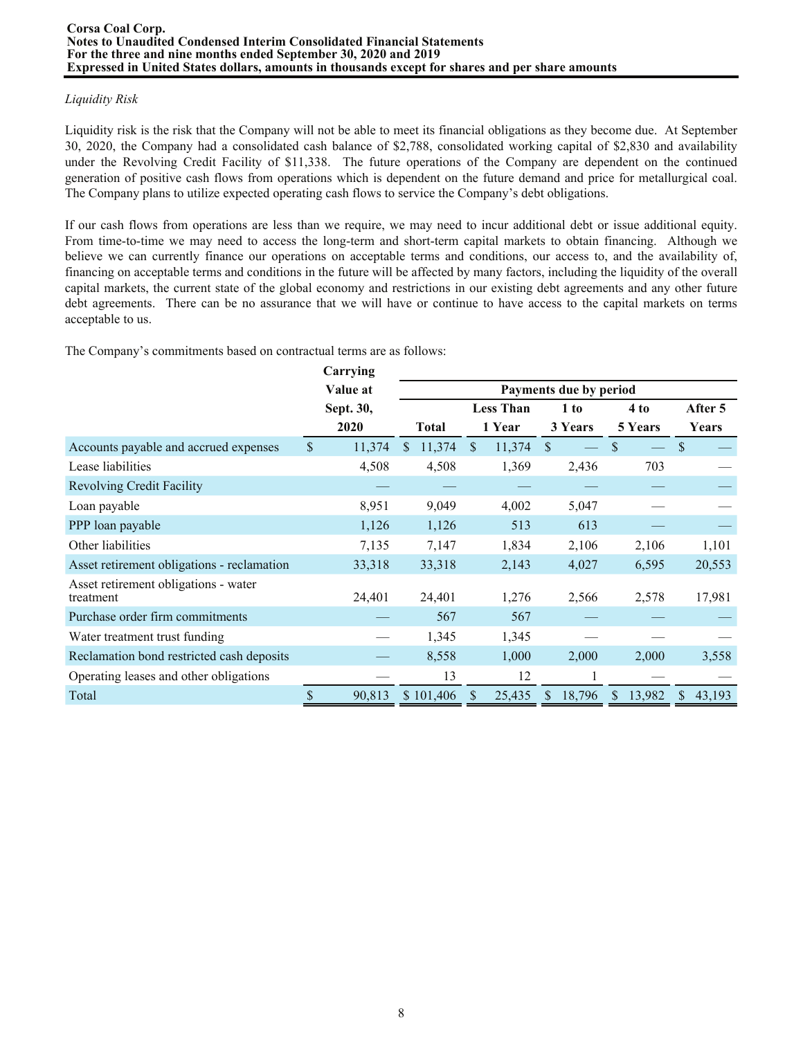*Liquidity Risk*

Liquidity risk is the risk that the Company will not be able to meet its financial obligations as they become due. At September 30, 2020, the Company had a consolidated cash balance of $2,788, consolidated working capital of $2,830 and availability under the Revolving Credit Facility of $11,338. The future operations of the Company are dependent on the continued generation of positive cash flows from operations which is dependent on the future demand and price for metallurgical coal. The Company plans to utilize expected operating cash flows to service the Company's debt obligations.

If our cash flows from operations are less than we require, we may need to incur additional debt or issue additional equity. From time-to-time we may need to access the long-term and short-term capital markets to obtain financing. Although we believe we can currently finance our operations on acceptable terms and conditions, our access to, and the availability of, financing on acceptable terms and conditions in the future will be affected by many factors, including the liquidity of the overall capital markets, the current state of the global economy and restrictions in our existing debt agreements and any other future debt agreements. There can be no assurance that we will have or continue to have access to the capital markets on terms acceptable to us.

The Company's commitments based on contractual terms are as follows:

| | Carrying Value at Sept. 30, 2020 | Payments due by period | | | | |
|---|---|---|---|---|---|---|
| | | Total | Less Than 1 Year | 1 to 3 Years | 4 to 5 Years | After 5 Years |
| Accounts payable and accrued expenses | $ 11,374 | $ 11,374 | $ 11,374 | $ — | $ — | $ — |
| Lease liabilities | 4,508 | 4,508 | 1,369 | 2,436 | 703 | — |
| Revolving Credit Facility | — | — | — | — | — | — |
| Loan payable | 8,951 | 9,049 | 4,002 | 5,047 | — | — |
| PPP loan payable | 1,126 | 1,126 | 513 | 613 | — | — |
| Other liabilities | 7,135 | 7,147 | 1,834 | 2,106 | 2,106 | 1,101 |
| Asset retirement obligations - reclamation | 33,318 | 33,318 | 2,143 | 4,027 | 6,595 | 20,553 |
| Asset retirement obligations - water treatment | 24,401 | 24,401 | 1,276 | 2,566 | 2,578 | 17,981 |
| Purchase order firm commitments | — | 567 | 567 | — | — | — |
| Water treatment trust funding | — | 1,345 | 1,345 | — | — | — |
| Reclamation bond restricted cash deposits | — | 8,558 | 1,000 | 2,000 | 2,000 | 3,558 |
| Operating leases and other obligations | — | 13 | 12 | 1 | — | — |
| Total | $ 90,813 | $ 101,406 | $ 25,435 | $ 18,796 | $ 13,982 | $ 43,193 |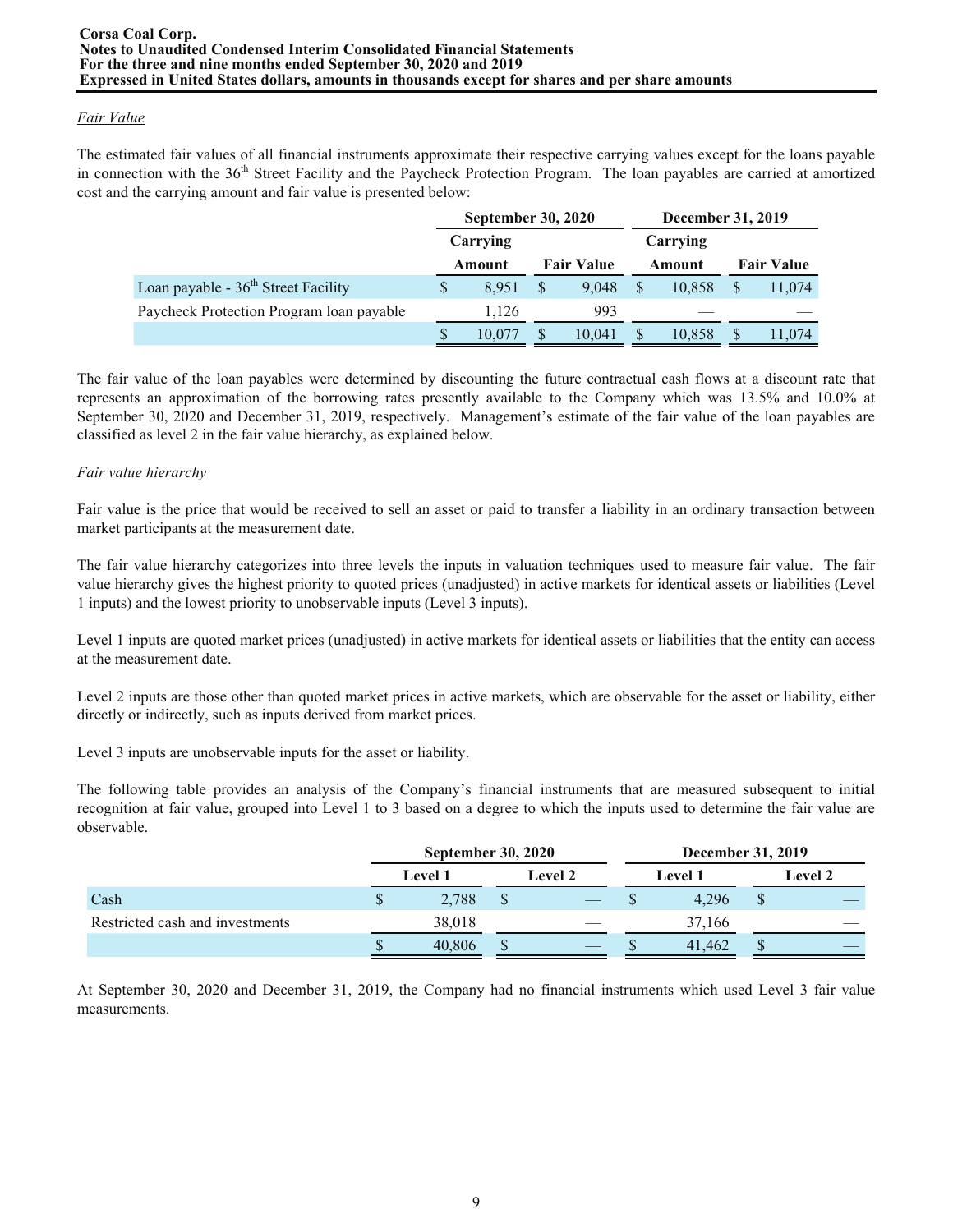*Fair Value*

The estimated fair values of all financial instruments approximate their respective carrying values except for the loans payable in connection with the 36th Street Facility and the Paycheck Protection Program. The loan payables are carried at amortized cost and the carrying amount and fair value is presented below:

| | September 30, 2020 | | December 31, 2019 | |
|---|---|---|---|---|
| | Carrying Amount | Fair Value | Carrying Amount | Fair Value |
| Loan payable - 36th Street Facility | $ 8,951 | $ 9,048 | $ 10,858 | $ 11,074 |
| Paycheck Protection Program loan payable | 1,126 | 993 | — | — |
| | $ 10,077 | $ 10,041 | $ 10,858 | $ 11,074 |

The fair value of the loan payables were determined by discounting the future contractual cash flows at a discount rate that represents an approximation of the borrowing rates presently available to the Company which was 13.5% and 10.0% at September 30, 2020 and December 31, 2019, respectively. Management's estimate of the fair value of the loan payables are classified as level 2 in the fair value hierarchy, as explained below.

*Fair value hierarchy*

Fair value is the price that would be received to sell an asset or paid to transfer a liability in an ordinary transaction between market participants at the measurement date.

The fair value hierarchy categorizes into three levels the inputs in valuation techniques used to measure fair value. The fair value hierarchy gives the highest priority to quoted prices (unadjusted) in active markets for identical assets or liabilities (Level 1 inputs) and the lowest priority to unobservable inputs (Level 3 inputs).

Level 1 inputs are quoted market prices (unadjusted) in active markets for identical assets or liabilities that the entity can access at the measurement date.

Level 2 inputs are those other than quoted market prices in active markets, which are observable for the asset or liability, either directly or indirectly, such as inputs derived from market prices.

Level 3 inputs are unobservable inputs for the asset or liability.

The following table provides an analysis of the Company's financial instruments that are measured subsequent to initial recognition at fair value, grouped into Level 1 to 3 based on a degree to which the inputs used to determine the fair value are observable.

| | September 30, 2020 | | December 31, 2019 | |
|---|---|---|---|---|
| | Level 1 | Level 2 | Level 1 | Level 2 |
| Cash | $ 2,788 | $ — | $ 4,296 | $ — |
| Restricted cash and investments | 38,018 | — | 37,166 | — |
| | $ 40,806 | $ — | $ 41,462 | $ — |

At September 30, 2020 and December 31, 2019, the Company had no financial instruments which used Level 3 fair value measurements.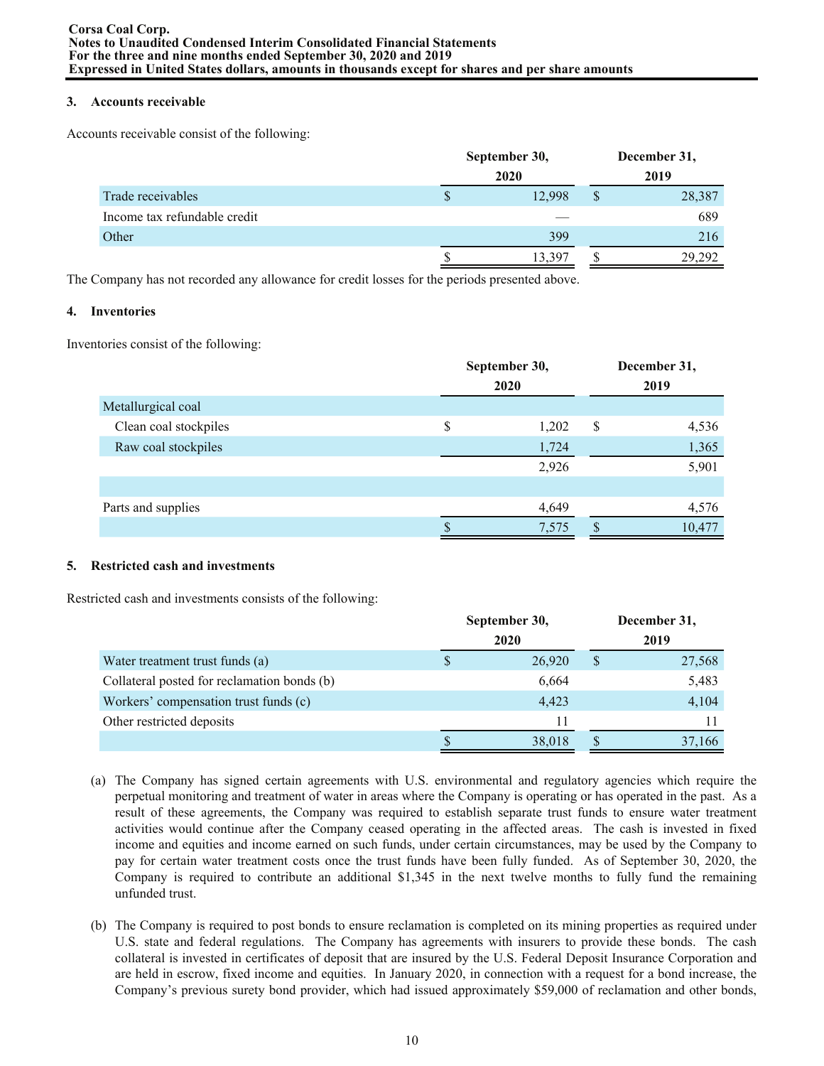### 3. Accounts receivable

Accounts receivable consist of the following:

| | September 30, 2020 | December 31, 2019 |
|---|---|---|
| Trade receivables | $ 12,998 | $ 28,387 |
| Income tax refundable credit | — | 689 |
| Other | 399 | 216 |
| | $ 13,397 | $ 29,292 |

The Company has not recorded any allowance for credit losses for the periods presented above.

### 4. Inventories

Inventories consist of the following:

| | September 30, 2020 | December 31, 2019 |
|---|---|---|
| Metallurgical coal | | |
| Clean coal stockpiles | $ 1,202 | $ 4,536 |
| Raw coal stockpiles | 1,724 | 1,365 |
| | 2,926 | 5,901 |
| | | |
| Parts and supplies | 4,649 | 4,576 |
| | $ 7,575 | $ 10,477 |

### 5. Restricted cash and investments

Restricted cash and investments consists of the following:

| | September 30, 2020 | December 31, 2019 |
|---|---|---|
| Water treatment trust funds (a) | $ 26,920 | $ 27,568 |
| Collateral posted for reclamation bonds (b) | 6,664 | 5,483 |
| Workers' compensation trust funds (c) | 4,423 | 4,104 |
| Other restricted deposits | 11 | 11 |
| | $ 38,018 | $ 37,166 |

(a) The Company has signed certain agreements with U.S. environmental and regulatory agencies which require the perpetual monitoring and treatment of water in areas where the Company is operating or has operated in the past. As a result of these agreements, the Company was required to establish separate trust funds to ensure water treatment activities would continue after the Company ceased operating in the affected areas. The cash is invested in fixed income and equities and income earned on such funds, under certain circumstances, may be used by the Company to pay for certain water treatment costs once the trust funds have been fully funded. As of September 30, 2020, the Company is required to contribute an additional $1,345 in the next twelve months to fully fund the remaining unfunded trust.

(b) The Company is required to post bonds to ensure reclamation is completed on its mining properties as required under U.S. state and federal regulations. The Company has agreements with insurers to provide these bonds. The cash collateral is invested in certificates of deposit that are insured by the U.S. Federal Deposit Insurance Corporation and are held in escrow, fixed income and equities. In January 2020, in connection with a request for a bond increase, the Company's previous surety bond provider, which had issued approximately $59,000 of reclamation and other bonds,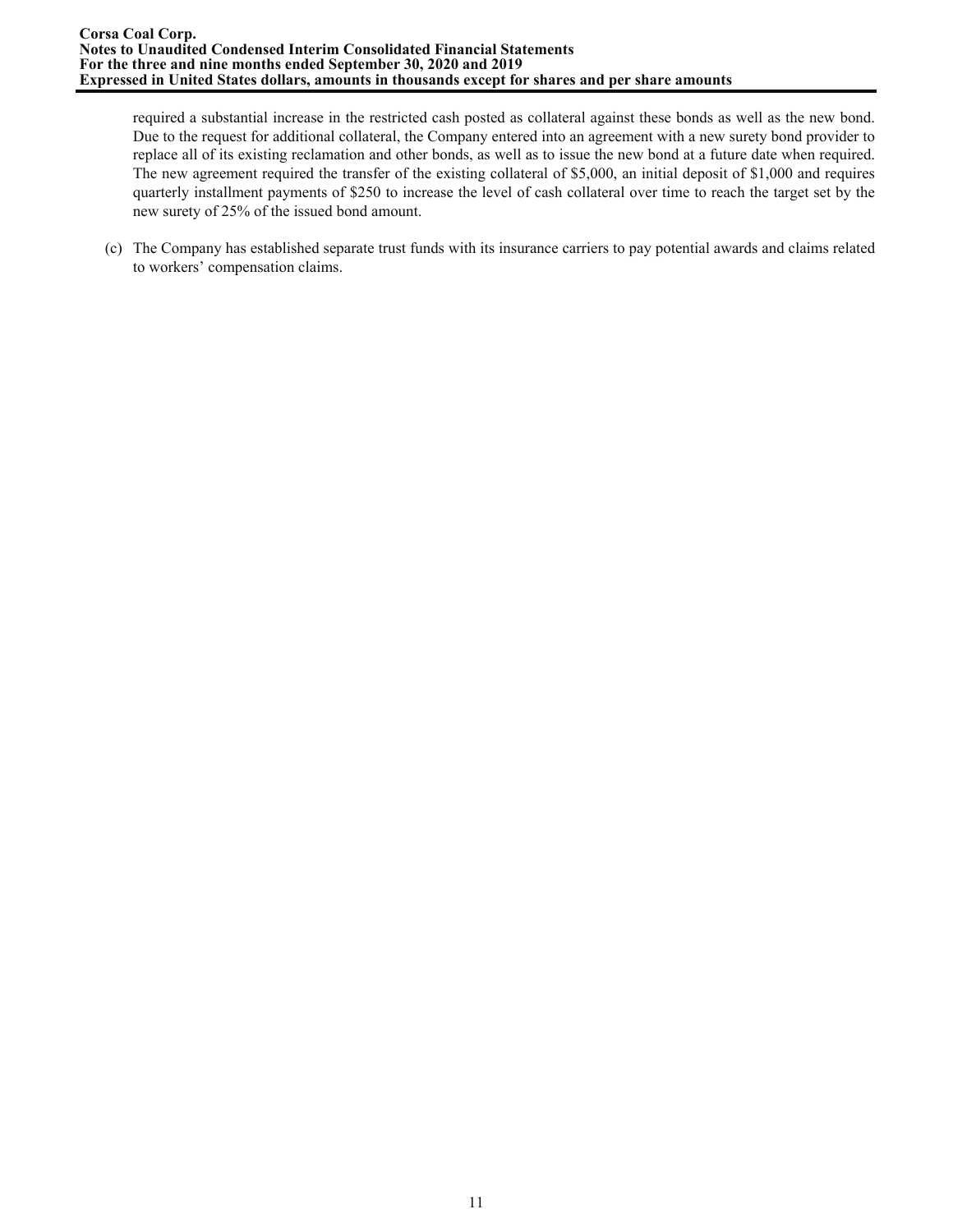required a substantial increase in the restricted cash posted as collateral against these bonds as well as the new bond. Due to the request for additional collateral, the Company entered into an agreement with a new surety bond provider to replace all of its existing reclamation and other bonds, as well as to issue the new bond at a future date when required. The new agreement required the transfer of the existing collateral of $5,000, an initial deposit of $1,000 and requires quarterly installment payments of $250 to increase the level of cash collateral over time to reach the target set by the new surety of 25% of the issued bond amount.

(c) The Company has established separate trust funds with its insurance carriers to pay potential awards and claims related to workers' compensation claims.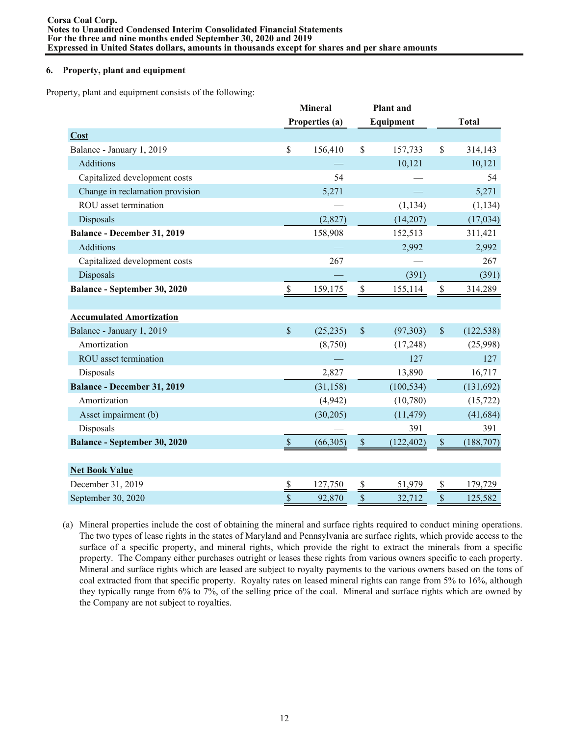## 6. Property, plant and equipment

Property, plant and equipment consists of the following:

| | Mineral Properties (a) | Plant and Equipment | Total |
|---|---|---|---|
| **Cost** | | | |
| Balance - January 1, 2019 | $ 156,410 | $ 157,733 | $ 314,143 |
| Additions | — | 10,121 | 10,121 |
| Capitalized development costs | 54 | — | 54 |
| Change in reclamation provision | 5,271 | — | 5,271 |
| ROU asset termination | — | (1,134) | (1,134) |
| Disposals | (2,827) | (14,207) | (17,034) |
| **Balance - December 31, 2019** | 158,908 | 152,513 | 311,421 |
| Additions | — | 2,992 | 2,992 |
| Capitalized development costs | 267 | — | 267 |
| Disposals | — | (391) | (391) |
| **Balance - September 30, 2020** | $ 159,175 | $ 155,114 | $ 314,289 |
| | | | |
| **Accumulated Amortization** | | | |
| Balance - January 1, 2019 | $ (25,235) | $ (97,303) | $ (122,538) |
| Amortization | (8,750) | (17,248) | (25,998) |
| ROU asset termination | — | 127 | 127 |
| Disposals | 2,827 | 13,890 | 16,717 |
| **Balance - December 31, 2019** | (31,158) | (100,534) | (131,692) |
| Amortization | (4,942) | (10,780) | (15,722) |
| Asset impairment (b) | (30,205) | (11,479) | (41,684) |
| Disposals | — | 391 | 391 |
| **Balance - September 30, 2020** | $ (66,305) | $ (122,402) | $ (188,707) |
| | | | |
| **Net Book Value** | | | |
| December 31, 2019 | $ 127,750 | $ 51,979 | $ 179,729 |
| September 30, 2020 | $ 92,870 | $ 32,712 | $ 125,582 |

(a) Mineral properties include the cost of obtaining the mineral and surface rights required to conduct mining operations. The two types of lease rights in the states of Maryland and Pennsylvania are surface rights, which provide access to the surface of a specific property, and mineral rights, which provide the right to extract the minerals from a specific property. The Company either purchases outright or leases these rights from various owners specific to each property. Mineral and surface rights which are leased are subject to royalty payments to the various owners based on the tons of coal extracted from that specific property. Royalty rates on leased mineral rights can range from 5% to 16%, although they typically range from 6% to 7%, of the selling price of the coal. Mineral and surface rights which are owned by the Company are not subject to royalties.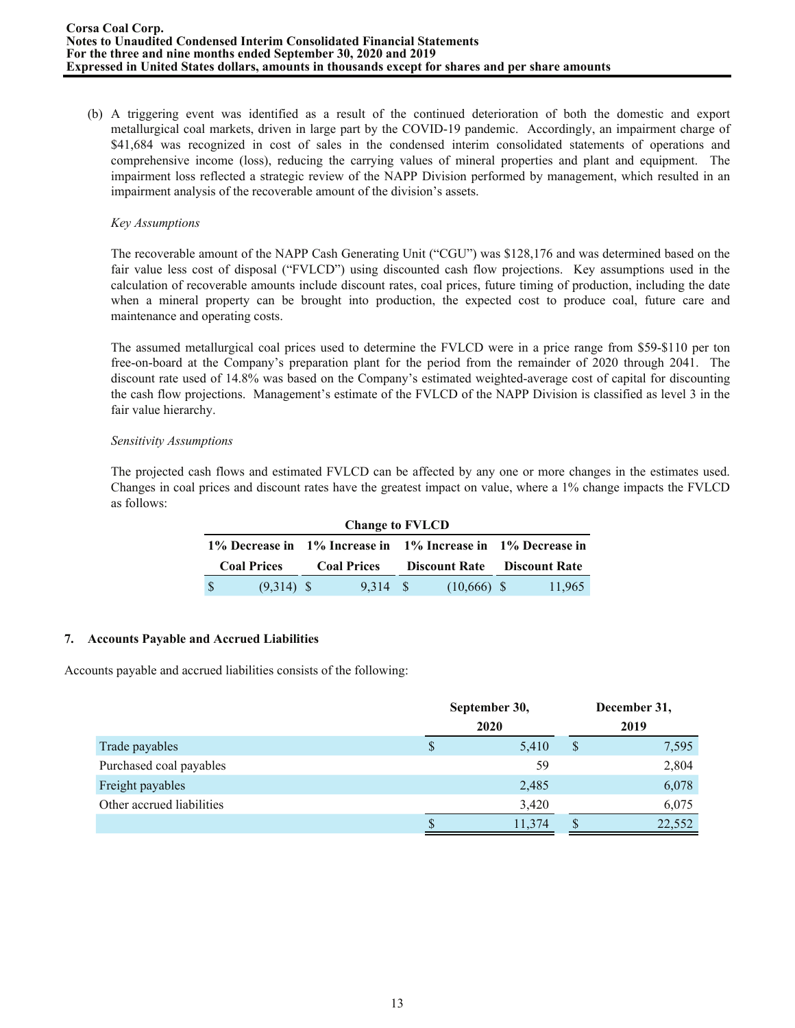(b) A triggering event was identified as a result of the continued deterioration of both the domestic and export metallurgical coal markets, driven in large part by the COVID-19 pandemic. Accordingly, an impairment charge of $41,684 was recognized in cost of sales in the condensed interim consolidated statements of operations and comprehensive income (loss), reducing the carrying values of mineral properties and plant and equipment. The impairment loss reflected a strategic review of the NAPP Division performed by management, which resulted in an impairment analysis of the recoverable amount of the division's assets.

*Key Assumptions*

The recoverable amount of the NAPP Cash Generating Unit ("CGU") was $128,176 and was determined based on the fair value less cost of disposal ("FVLCD") using discounted cash flow projections. Key assumptions used in the calculation of recoverable amounts include discount rates, coal prices, future timing of production, including the date when a mineral property can be brought into production, the expected cost to produce coal, future care and maintenance and operating costs.

The assumed metallurgical coal prices used to determine the FVLCD were in a price range from $59-$110 per ton free-on-board at the Company's preparation plant for the period from the remainder of 2020 through 2041. The discount rate used of 14.8% was based on the Company's estimated weighted-average cost of capital for discounting the cash flow projections. Management's estimate of the FVLCD of the NAPP Division is classified as level 3 in the fair value hierarchy.

*Sensitivity Assumptions*

The projected cash flows and estimated FVLCD can be affected by any one or more changes in the estimates used. Changes in coal prices and discount rates have the greatest impact on value, where a 1% change impacts the FVLCD as follows:

| Change to FVLCD | | | |
|---|---|---|---|
| 1% Decrease in Coal Prices | 1% Increase in Coal Prices | 1% Increase in Discount Rate | 1% Decrease in Discount Rate |
| $ (9,314) | $ 9,314 | $ (10,666) | $ 11,965 |

## 7. Accounts Payable and Accrued Liabilities

Accounts payable and accrued liabilities consists of the following:

| | September 30, 2020 | December 31, 2019 |
|---|---|---|
| Trade payables | $ 5,410 | $ 7,595 |
| Purchased coal payables | 59 | 2,804 |
| Freight payables | 2,485 | 6,078 |
| Other accrued liabilities | 3,420 | 6,075 |
| | $ 11,374 | $ 22,552 |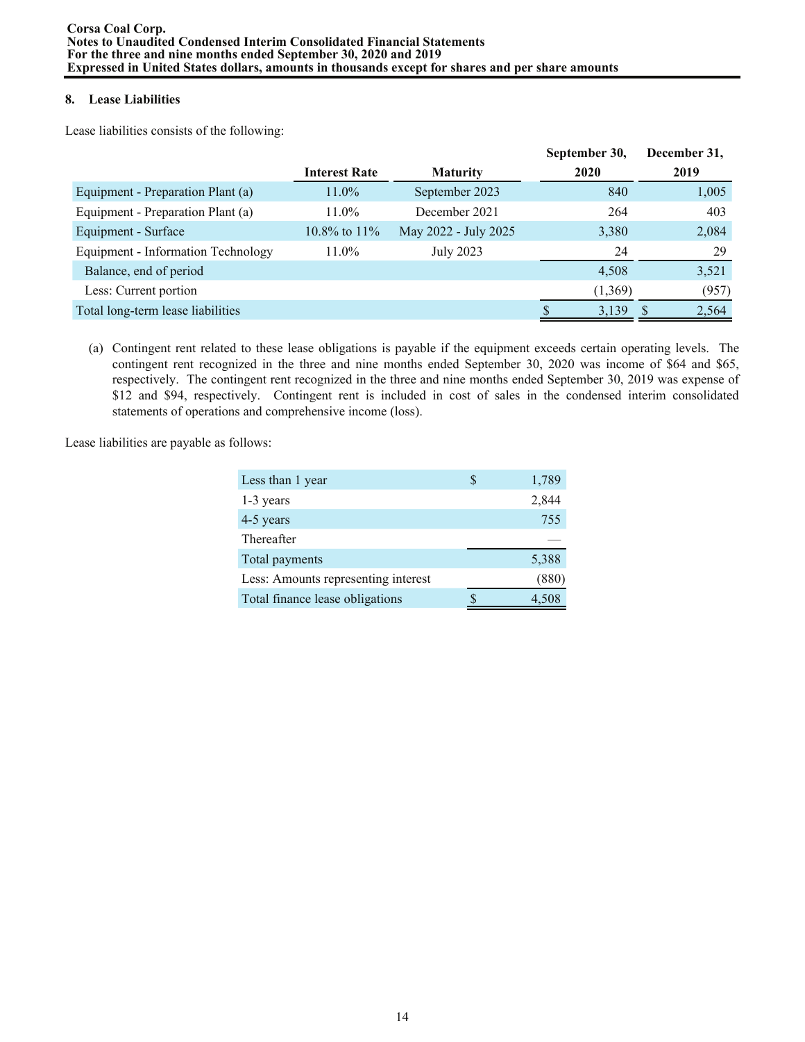## 8. Lease Liabilities

Lease liabilities consists of the following:

| | Interest Rate | Maturity | September 30, 2020 | December 31, 2019 |
|---|---|---|---|---|
| Equipment - Preparation Plant (a) | 11.0% | September 2023 | 840 | 1,005 |
| Equipment - Preparation Plant (a) | 11.0% | December 2021 | 264 | 403 |
| Equipment - Surface | 10.8% to 11% | May 2022 - July 2025 | 3,380 | 2,084 |
| Equipment - Information Technology | 11.0% | July 2023 | 24 | 29 |
| Balance, end of period | | | 4,508 | 3,521 |
| Less: Current portion | | | (1,369) | (957) |
| Total long-term lease liabilities | | | $ 3,139 | $ 2,564 |

(a) Contingent rent related to these lease obligations is payable if the equipment exceeds certain operating levels. The contingent rent recognized in the three and nine months ended September 30, 2020 was income of $64 and $65, respectively. The contingent rent recognized in the three and nine months ended September 30, 2019 was expense of $12 and $94, respectively. Contingent rent is included in cost of sales in the condensed interim consolidated statements of operations and comprehensive income (loss).

Lease liabilities are payable as follows:

| | |
|---|---|
| Less than 1 year | $ 1,789 |
| 1-3 years | 2,844 |
| 4-5 years | 755 |
| Thereafter | — |
| Total payments | 5,388 |
| Less: Amounts representing interest | (880) |
| Total finance lease obligations | $ 4,508 |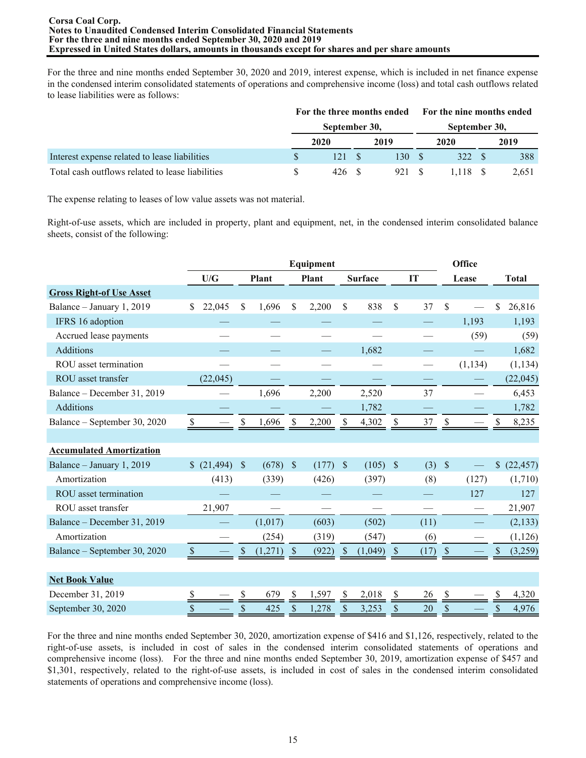For the three and nine months ended September 30, 2020 and 2019, interest expense, which is included in net finance expense in the condensed interim consolidated statements of operations and comprehensive income (loss) and total cash outflows related to lease liabilities were as follows:

| | For the three months ended September 30, | | For the nine months ended September 30, | |
|---|---|---|---|---|
| | 2020 | 2019 | 2020 | 2019 |
| Interest expense related to lease liabilities | $ 121 | $ 130 | $ 322 | $ 388 |
| Total cash outflows related to lease liabilities | $ 426 | $ 921 | $ 1,118 | $ 2,651 |

The expense relating to leases of low value assets was not material.

Right-of-use assets, which are included in property, plant and equipment, net, in the condensed interim consolidated balance sheets, consist of the following:

| | Equipment | | | | | Office | |
|---|---|---|---|---|---|---|---|
| | U/G | Plant | Plant | Surface | IT | Lease | Total |
| **Gross Right-of Use Asset** | | | | | | | |
| Balance – January 1, 2019 | $ 22,045 | $ 1,696 | $ 2,200 | $ 838 | $ 37 | $ — | $ 26,816 |
| IFRS 16 adoption | — | — | — | — | — | 1,193 | 1,193 |
| Accrued lease payments | — | — | — | — | — | (59) | (59) |
| Additions | — | — | — | 1,682 | — | — | 1,682 |
| ROU asset termination | — | — | — | — | — | (1,134) | (1,134) |
| ROU asset transfer | (22,045) | — | — | — | — | — | (22,045) |
| Balance – December 31, 2019 | — | 1,696 | 2,200 | 2,520 | 37 | — | 6,453 |
| Additions | — | — | — | 1,782 | — | — | 1,782 |
| Balance – September 30, 2020 | $ — | $ 1,696 | $ 2,200 | $ 4,302 | $ 37 | $ — | $ 8,235 |
| | | | | | | | |
| **Accumulated Amortization** | | | | | | | |
| Balance – January 1, 2019 | $ (21,494) | $ (678) | $ (177) | $ (105) | $ (3) | $ — | $ (22,457) |
| Amortization | (413) | (339) | (426) | (397) | (8) | (127) | (1,710) |
| ROU asset termination | — | — | — | — | — | 127 | 127 |
| ROU asset transfer | 21,907 | — | — | — | — | — | 21,907 |
| Balance – December 31, 2019 | — | (1,017) | (603) | (502) | (11) | — | (2,133) |
| Amortization | — | (254) | (319) | (547) | (6) | — | (1,126) |
| Balance – September 30, 2020 | $ — | $ (1,271) | $ (922) | $ (1,049) | $ (17) | $ — | $ (3,259) |
| | | | | | | | |
| **Net Book Value** | | | | | | | |
| December 31, 2019 | $ — | $ 679 | $ 1,597 | $ 2,018 | $ 26 | $ — | $ 4,320 |
| September 30, 2020 | $ — | $ 425 | $ 1,278 | $ 3,253 | $ 20 | $ — | $ 4,976 |

For the three and nine months ended September 30, 2020, amortization expense of $416 and $1,126, respectively, related to the right-of-use assets, is included in cost of sales in the condensed interim consolidated statements of operations and comprehensive income (loss). For the three and nine months ended September 30, 2019, amortization expense of $457 and $1,301, respectively, related to the right-of-use assets, is included in cost of sales in the condensed interim consolidated statements of operations and comprehensive income (loss).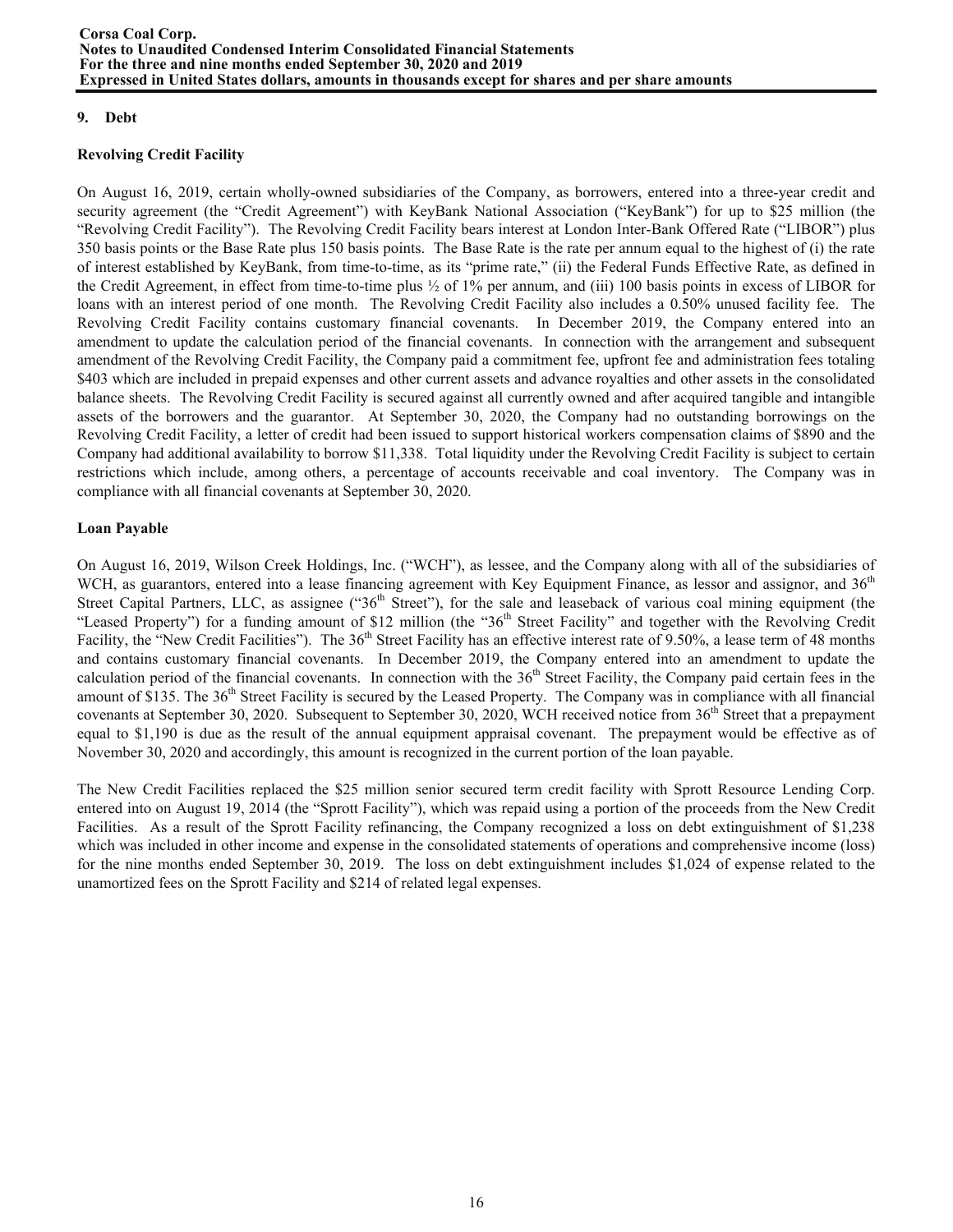## 9. Debt

### Revolving Credit Facility

On August 16, 2019, certain wholly-owned subsidiaries of the Company, as borrowers, entered into a three-year credit and security agreement (the "Credit Agreement") with KeyBank National Association ("KeyBank") for up to $25 million (the "Revolving Credit Facility"). The Revolving Credit Facility bears interest at London Inter-Bank Offered Rate ("LIBOR") plus 350 basis points or the Base Rate plus 150 basis points. The Base Rate is the rate per annum equal to the highest of (i) the rate of interest established by KeyBank, from time-to-time, as its "prime rate," (ii) the Federal Funds Effective Rate, as defined in the Credit Agreement, in effect from time-to-time plus ½ of 1% per annum, and (iii) 100 basis points in excess of LIBOR for loans with an interest period of one month. The Revolving Credit Facility also includes a 0.50% unused facility fee. The Revolving Credit Facility contains customary financial covenants. In December 2019, the Company entered into an amendment to update the calculation period of the financial covenants. In connection with the arrangement and subsequent amendment of the Revolving Credit Facility, the Company paid a commitment fee, upfront fee and administration fees totaling $403 which are included in prepaid expenses and other current assets and advance royalties and other assets in the consolidated balance sheets. The Revolving Credit Facility is secured against all currently owned and after acquired tangible and intangible assets of the borrowers and the guarantor. At September 30, 2020, the Company had no outstanding borrowings on the Revolving Credit Facility, a letter of credit had been issued to support historical workers compensation claims of $890 and the Company had additional availability to borrow $11,338. Total liquidity under the Revolving Credit Facility is subject to certain restrictions which include, among others, a percentage of accounts receivable and coal inventory. The Company was in compliance with all financial covenants at September 30, 2020.

### Loan Payable

On August 16, 2019, Wilson Creek Holdings, Inc. ("WCH"), as lessee, and the Company along with all of the subsidiaries of WCH, as guarantors, entered into a lease financing agreement with Key Equipment Finance, as lessor and assignor, and 36th Street Capital Partners, LLC, as assignee ("36th Street"), for the sale and leaseback of various coal mining equipment (the "Leased Property") for a funding amount of $12 million (the "36th Street Facility" and together with the Revolving Credit Facility, the "New Credit Facilities"). The 36th Street Facility has an effective interest rate of 9.50%, a lease term of 48 months and contains customary financial covenants. In December 2019, the Company entered into an amendment to update the calculation period of the financial covenants. In connection with the 36th Street Facility, the Company paid certain fees in the amount of $135. The 36th Street Facility is secured by the Leased Property. The Company was in compliance with all financial covenants at September 30, 2020. Subsequent to September 30, 2020, WCH received notice from 36th Street that a prepayment equal to $1,190 is due as the result of the annual equipment appraisal covenant. The prepayment would be effective as of November 30, 2020 and accordingly, this amount is recognized in the current portion of the loan payable.

The New Credit Facilities replaced the $25 million senior secured term credit facility with Sprott Resource Lending Corp. entered into on August 19, 2014 (the "Sprott Facility"), which was repaid using a portion of the proceeds from the New Credit Facilities. As a result of the Sprott Facility refinancing, the Company recognized a loss on debt extinguishment of $1,238 which was included in other income and expense in the consolidated statements of operations and comprehensive income (loss) for the nine months ended September 30, 2019. The loss on debt extinguishment includes $1,024 of expense related to the unamortized fees on the Sprott Facility and $214 of related legal expenses.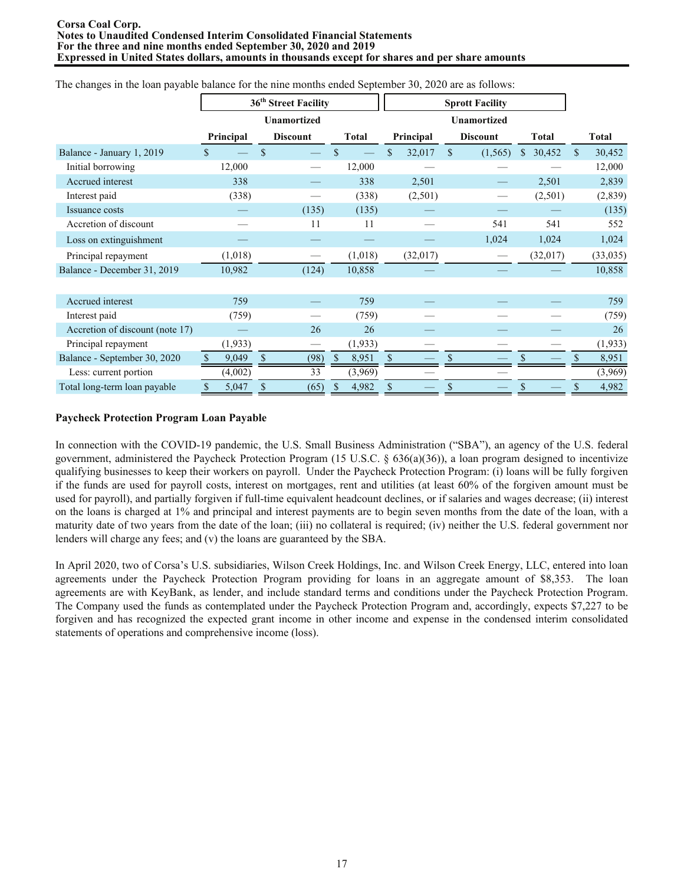The changes in the loan payable balance for the nine months ended September 30, 2020 are as follows:

| | 36th Street Facility | | | Sprott Facility | | | |
|---|---|---|---|---|---|---|---|
| | Principal | Unamortized Discount | Total | Principal | Unamortized Discount | Total | Total |
| Balance - January 1, 2019 | $ — | $ — | $ — | $ 32,017 | $ (1,565) | $ 30,452 | $ 30,452 |
| Initial borrowing | 12,000 | — | 12,000 | — | — | — | 12,000 |
| Accrued interest | 338 | — | 338 | 2,501 | — | 2,501 | 2,839 |
| Interest paid | (338) | — | (338) | (2,501) | — | (2,501) | (2,839) |
| Issuance costs | — | (135) | (135) | — | — | — | (135) |
| Accretion of discount | — | 11 | 11 | — | 541 | 541 | 552 |
| Loss on extinguishment | — | — | — | — | 1,024 | 1,024 | 1,024 |
| Principal repayment | (1,018) | — | (1,018) | (32,017) | — | (32,017) | (33,035) |
| Balance - December 31, 2019 | 10,982 | (124) | 10,858 | — | — | — | 10,858 |
| | | | | | | | |
| Accrued interest | 759 | — | 759 | — | — | — | 759 |
| Interest paid | (759) | — | (759) | — | — | — | (759) |
| Accretion of discount (note 17) | — | 26 | 26 | — | — | — | 26 |
| Principal repayment | (1,933) | — | (1,933) | — | — | — | (1,933) |
| Balance - September 30, 2020 | $ 9,049 | $ (98) | $ 8,951 | $ — | $ — | $ — | $ 8,951 |
| Less: current portion | (4,002) | 33 | (3,969) | — | — | | (3,969) |
| Total long-term loan payable | $ 5,047 | $ (65) | $ 4,982 | $ — | $ — | $ — | $ 4,982 |

**Paycheck Protection Program Loan Payable**

In connection with the COVID-19 pandemic, the U.S. Small Business Administration ("SBA"), an agency of the U.S. federal government, administered the Paycheck Protection Program (15 U.S.C. § 636(a)(36)), a loan program designed to incentivize qualifying businesses to keep their workers on payroll. Under the Paycheck Protection Program: (i) loans will be fully forgiven if the funds are used for payroll costs, interest on mortgages, rent and utilities (at least 60% of the forgiven amount must be used for payroll), and partially forgiven if full-time equivalent headcount declines, or if salaries and wages decrease; (ii) interest on the loans is charged at 1% and principal and interest payments are to begin seven months from the date of the loan, with a maturity date of two years from the date of the loan; (iii) no collateral is required; (iv) neither the U.S. federal government nor lenders will charge any fees; and (v) the loans are guaranteed by the SBA.

In April 2020, two of Corsa's U.S. subsidiaries, Wilson Creek Holdings, Inc. and Wilson Creek Energy, LLC, entered into loan agreements under the Paycheck Protection Program providing for loans in an aggregate amount of $8,353. The loan agreements are with KeyBank, as lender, and include standard terms and conditions under the Paycheck Protection Program. The Company used the funds as contemplated under the Paycheck Protection Program and, accordingly, expects $7,227 to be forgiven and has recognized the expected grant income in other income and expense in the condensed interim consolidated statements of operations and comprehensive income (loss).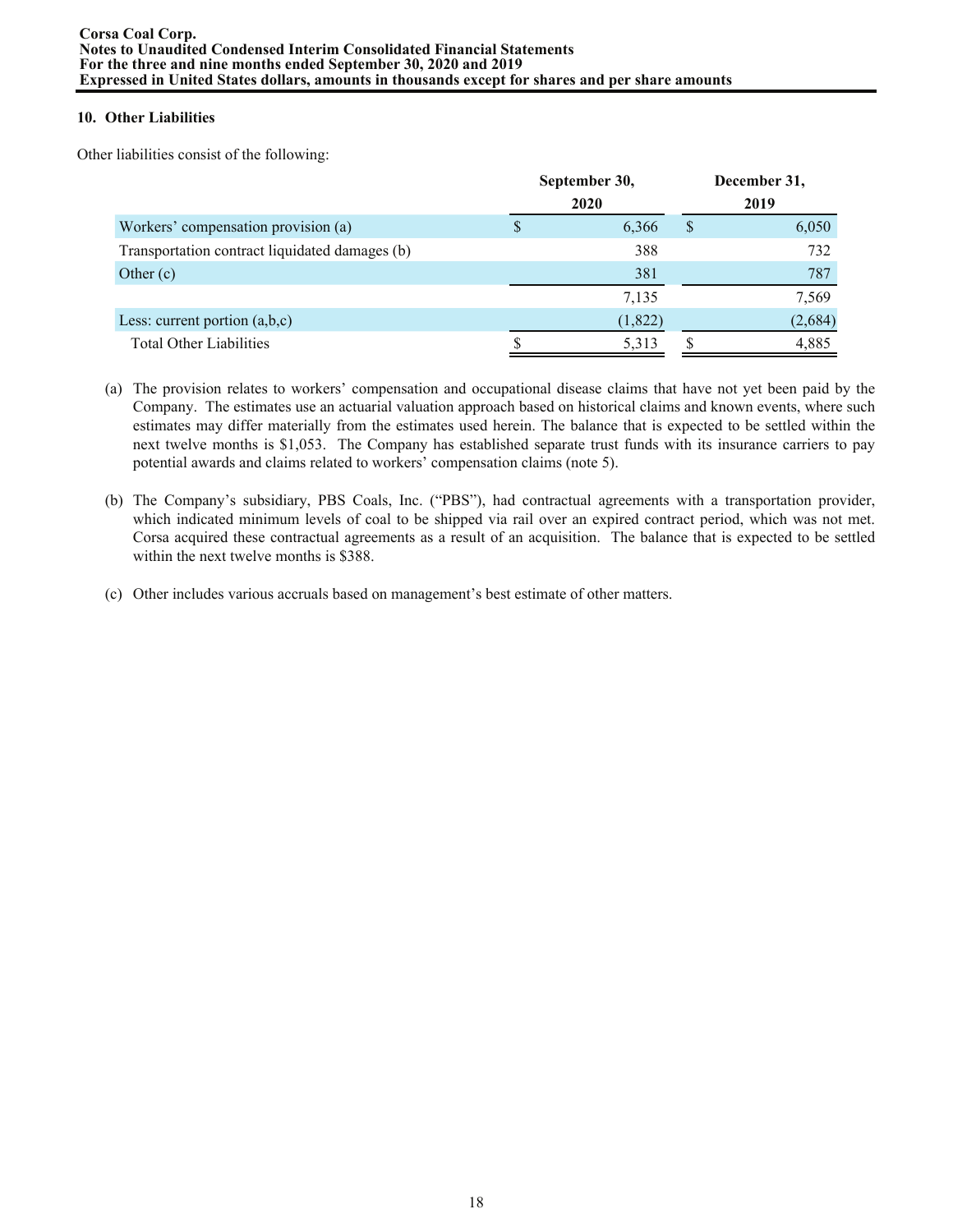## 10. Other Liabilities

Other liabilities consist of the following:

| | September 30, 2020 | December 31, 2019 |
|---|---|---|
| Workers' compensation provision (a) | $ 6,366 | $ 6,050 |
| Transportation contract liquidated damages (b) | 388 | 732 |
| Other (c) | 381 | 787 |
| | 7,135 | 7,569 |
| Less: current portion (a,b,c) | (1,822) | (2,684) |
| Total Other Liabilities | $ 5,313 | $ 4,885 |

(a) The provision relates to workers' compensation and occupational disease claims that have not yet been paid by the Company. The estimates use an actuarial valuation approach based on historical claims and known events, where such estimates may differ materially from the estimates used herein. The balance that is expected to be settled within the next twelve months is $1,053. The Company has established separate trust funds with its insurance carriers to pay potential awards and claims related to workers' compensation claims (note 5).

(b) The Company's subsidiary, PBS Coals, Inc. ("PBS"), had contractual agreements with a transportation provider, which indicated minimum levels of coal to be shipped via rail over an expired contract period, which was not met. Corsa acquired these contractual agreements as a result of an acquisition. The balance that is expected to be settled within the next twelve months is $388.

(c) Other includes various accruals based on management's best estimate of other matters.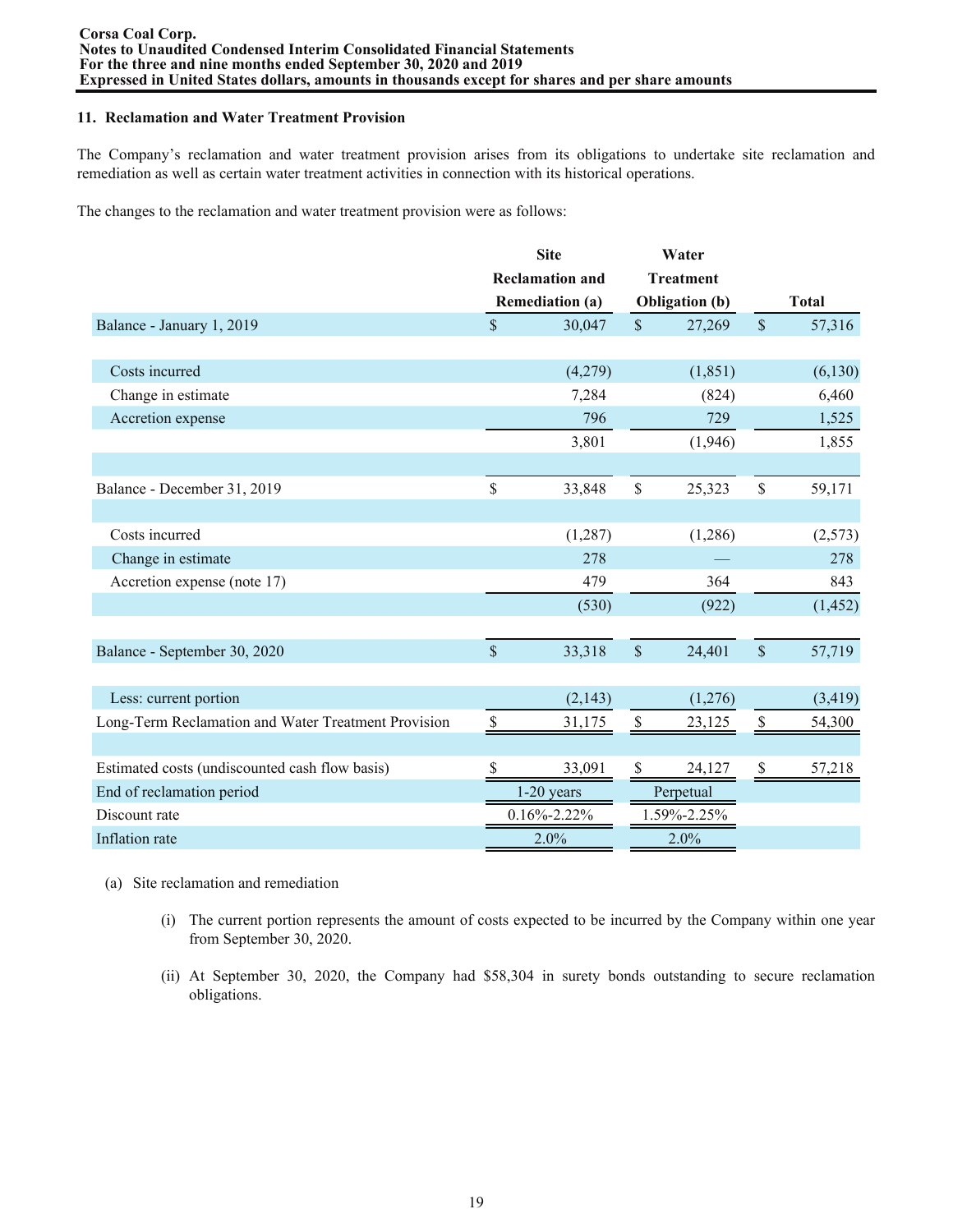## 11. Reclamation and Water Treatment Provision

The Company's reclamation and water treatment provision arises from its obligations to undertake site reclamation and remediation as well as certain water treatment activities in connection with its historical operations.

The changes to the reclamation and water treatment provision were as follows:

| | Site Reclamation and Remediation (a) | Water Treatment Obligation (b) | Total |
|---|---|---|---|
| Balance - January 1, 2019 | $ 30,047 | $ 27,269 | $ 57,316 |
| | | | |
| Costs incurred | (4,279) | (1,851) | (6,130) |
| Change in estimate | 7,284 | (824) | 6,460 |
| Accretion expense | 796 | 729 | 1,525 |
| | 3,801 | (1,946) | 1,855 |
| | | | |
| Balance - December 31, 2019 | $ 33,848 | $ 25,323 | $ 59,171 |
| | | | |
| Costs incurred | (1,287) | (1,286) | (2,573) |
| Change in estimate | 278 | — | 278 |
| Accretion expense (note 17) | 479 | 364 | 843 |
| | (530) | (922) | (1,452) |
| | | | |
| Balance - September 30, 2020 | $ 33,318 | $ 24,401 | $ 57,719 |
| | | | |
| Less: current portion | (2,143) | (1,276) | (3,419) |
| Long-Term Reclamation and Water Treatment Provision | $ 31,175 | $ 23,125 | $ 54,300 |
| | | | |
| Estimated costs (undiscounted cash flow basis) | $ 33,091 | $ 24,127 | $ 57,218 |
| End of reclamation period | 1-20 years | Perpetual | |
| Discount rate | 0.16%-2.22% | 1.59%-2.25% | |
| Inflation rate | 2.0% | 2.0% | |

(a) Site reclamation and remediation

(i) The current portion represents the amount of costs expected to be incurred by the Company within one year from September 30, 2020.

(ii) At September 30, 2020, the Company had $58,304 in surety bonds outstanding to secure reclamation obligations.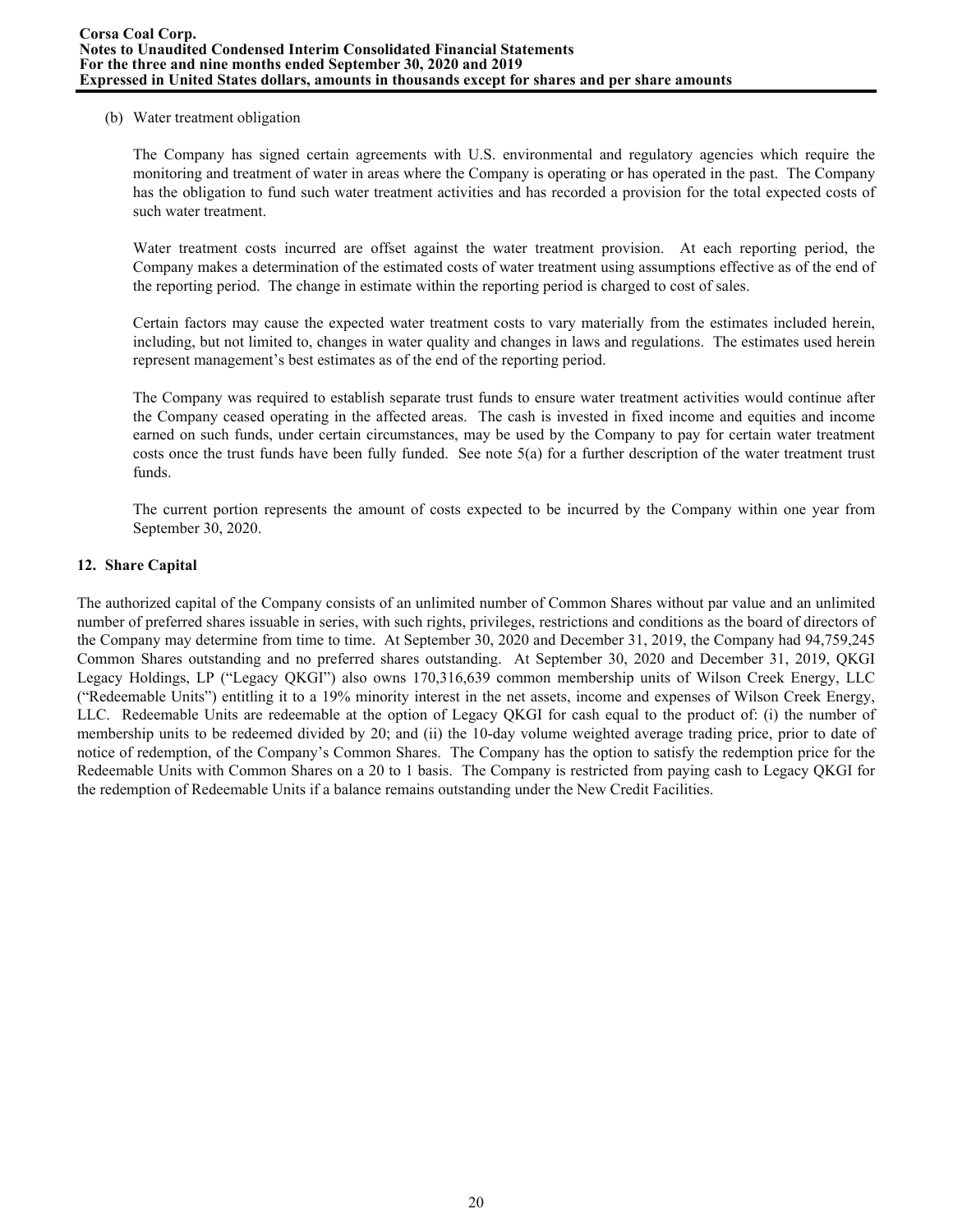(b) Water treatment obligation

The Company has signed certain agreements with U.S. environmental and regulatory agencies which require the monitoring and treatment of water in areas where the Company is operating or has operated in the past. The Company has the obligation to fund such water treatment activities and has recorded a provision for the total expected costs of such water treatment.

Water treatment costs incurred are offset against the water treatment provision. At each reporting period, the Company makes a determination of the estimated costs of water treatment using assumptions effective as of the end of the reporting period. The change in estimate within the reporting period is charged to cost of sales.

Certain factors may cause the expected water treatment costs to vary materially from the estimates included herein, including, but not limited to, changes in water quality and changes in laws and regulations. The estimates used herein represent management's best estimates as of the end of the reporting period.

The Company was required to establish separate trust funds to ensure water treatment activities would continue after the Company ceased operating in the affected areas. The cash is invested in fixed income and equities and income earned on such funds, under certain circumstances, may be used by the Company to pay for certain water treatment costs once the trust funds have been fully funded. See note 5(a) for a further description of the water treatment trust funds.

The current portion represents the amount of costs expected to be incurred by the Company within one year from September 30, 2020.

## 12. Share Capital

The authorized capital of the Company consists of an unlimited number of Common Shares without par value and an unlimited number of preferred shares issuable in series, with such rights, privileges, restrictions and conditions as the board of directors of the Company may determine from time to time. At September 30, 2020 and December 31, 2019, the Company had 94,759,245 Common Shares outstanding and no preferred shares outstanding. At September 30, 2020 and December 31, 2019, QKGI Legacy Holdings, LP ("Legacy QKGI") also owns 170,316,639 common membership units of Wilson Creek Energy, LLC ("Redeemable Units") entitling it to a 19% minority interest in the net assets, income and expenses of Wilson Creek Energy, LLC. Redeemable Units are redeemable at the option of Legacy QKGI for cash equal to the product of: (i) the number of membership units to be redeemed divided by 20; and (ii) the 10-day volume weighted average trading price, prior to date of notice of redemption, of the Company's Common Shares. The Company has the option to satisfy the redemption price for the Redeemable Units with Common Shares on a 20 to 1 basis. The Company is restricted from paying cash to Legacy QKGI for the redemption of Redeemable Units if a balance remains outstanding under the New Credit Facilities.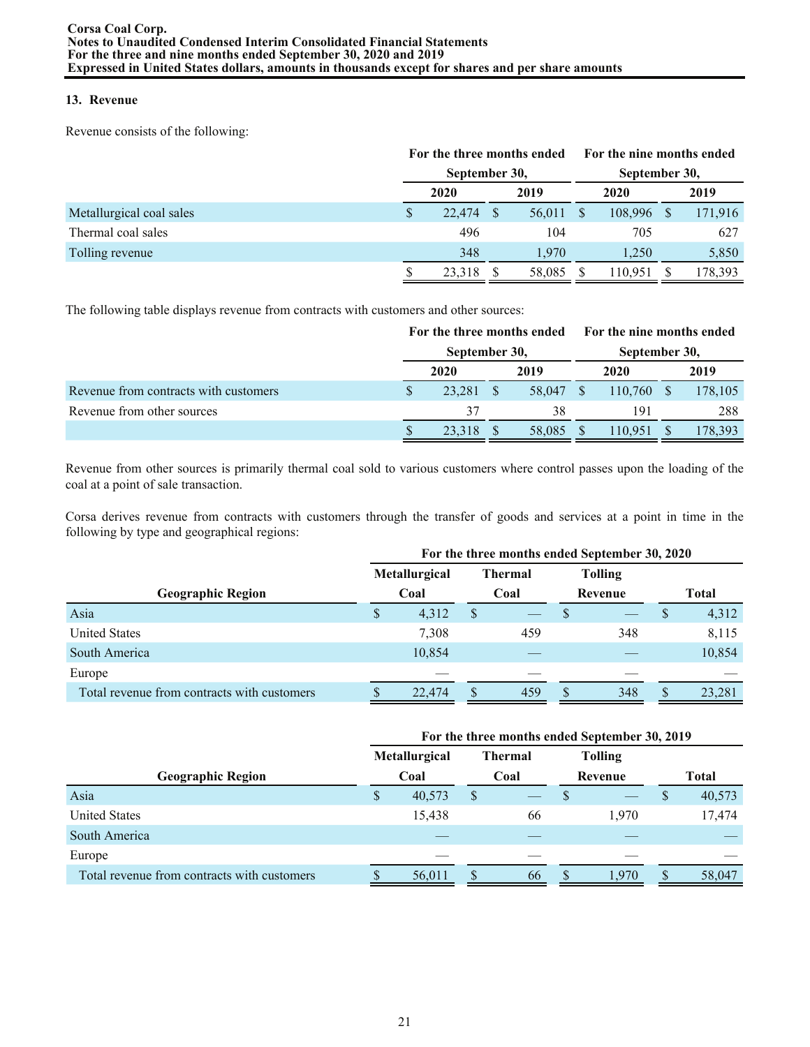## 13. Revenue

Revenue consists of the following:

| | For the three months ended September 30, | | For the nine months ended September 30, | |
|---|---|---|---|---|
| | 2020 | 2019 | 2020 | 2019 |
| Metallurgical coal sales | $ 22,474 | $ 56,011 | $ 108,996 | $ 171,916 |
| Thermal coal sales | 496 | 104 | 705 | 627 |
| Tolling revenue | 348 | 1,970 | 1,250 | 5,850 |
| | $ 23,318 | $ 58,085 | $ 110,951 | $ 178,393 |

The following table displays revenue from contracts with customers and other sources:

| | For the three months ended September 30, | | For the nine months ended September 30, | |
|---|---|---|---|---|
| | 2020 | 2019 | 2020 | 2019 |
| Revenue from contracts with customers | $ 23,281 | $ 58,047 | $ 110,760 | $ 178,105 |
| Revenue from other sources | 37 | 38 | 191 | 288 |
| | $ 23,318 | $ 58,085 | $ 110,951 | $ 178,393 |

Revenue from other sources is primarily thermal coal sold to various customers where control passes upon the loading of the coal at a point of sale transaction.

Corsa derives revenue from contracts with customers through the transfer of goods and services at a point in time in the following by type and geographical regions:

| | For the three months ended September 30, 2020 | | | |
|---|---|---|---|---|
| Geographic Region | Metallurgical Coal | Thermal Coal | Tolling Revenue | Total |
| Asia | $ 4,312 | $ — | $ — | $ 4,312 |
| United States | 7,308 | 459 | 348 | 8,115 |
| South America | 10,854 | — | — | 10,854 |
| Europe | — | — | — | — |
| Total revenue from contracts with customers | $ 22,474 | $ 459 | $ 348 | $ 23,281 |

| | For the three months ended September 30, 2019 | | | |
|---|---|---|---|---|
| Geographic Region | Metallurgical Coal | Thermal Coal | Tolling Revenue | Total |
| Asia | $ 40,573 | $ — | $ — | $ 40,573 |
| United States | 15,438 | 66 | 1,970 | 17,474 |
| South America | — | — | — | — |
| Europe | — | — | — | — |
| Total revenue from contracts with customers | $ 56,011 | $ 66 | $ 1,970 | $ 58,047 |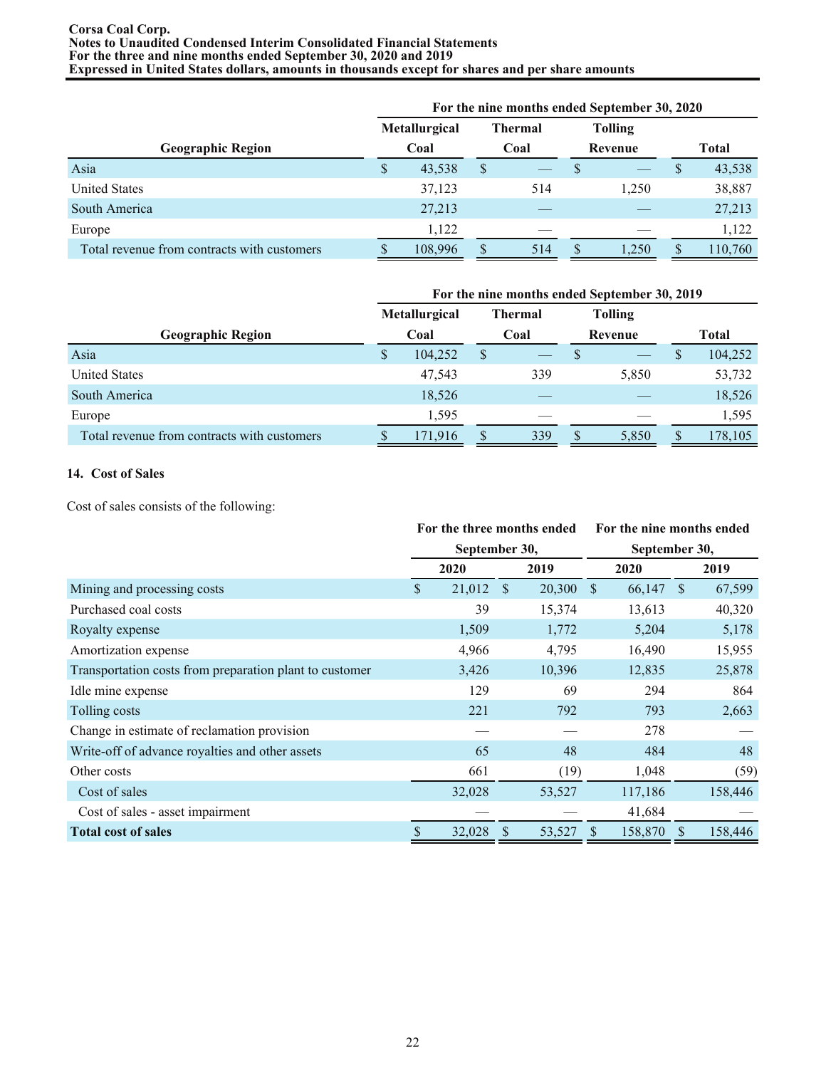| Geographic Region | For the nine months ended September 30, 2020 | | | |
|---|---|---|---|---|
| | Metallurgical Coal | Thermal Coal | Tolling Revenue | Total |
| Asia | $ 43,538 | $ — | $ — | $ 43,538 |
| United States | 37,123 | 514 | 1,250 | 38,887 |
| South America | 27,213 | — | — | 27,213 |
| Europe | 1,122 | — | — | 1,122 |
| Total revenue from contracts with customers | $ 108,996 | $ 514 | $ 1,250 | $ 110,760 |

| Geographic Region | For the nine months ended September 30, 2019 | | | |
|---|---|---|---|---|
| | Metallurgical Coal | Thermal Coal | Tolling Revenue | Total |
| Asia | $ 104,252 | $ — | $ — | $ 104,252 |
| United States | 47,543 | 339 | 5,850 | 53,732 |
| South America | 18,526 | — | — | 18,526 |
| Europe | 1,595 | — | — | 1,595 |
| Total revenue from contracts with customers | $ 171,916 | $ 339 | $ 5,850 | $ 178,105 |

## 14. Cost of Sales

Cost of sales consists of the following:

| | For the three months ended September 30, | | For the nine months ended September 30, | |
|---|---|---|---|---|
| | 2020 | 2019 | 2020 | 2019 |
| Mining and processing costs | $ 21,012 | $ 20,300 | $ 66,147 | $ 67,599 |
| Purchased coal costs | 39 | 15,374 | 13,613 | 40,320 |
| Royalty expense | 1,509 | 1,772 | 5,204 | 5,178 |
| Amortization expense | 4,966 | 4,795 | 16,490 | 15,955 |
| Transportation costs from preparation plant to customer | 3,426 | 10,396 | 12,835 | 25,878 |
| Idle mine expense | 129 | 69 | 294 | 864 |
| Tolling costs | 221 | 792 | 793 | 2,663 |
| Change in estimate of reclamation provision | — | — | 278 | — |
| Write-off of advance royalties and other assets | 65 | 48 | 484 | 48 |
| Other costs | 661 | (19) | 1,048 | (59) |
| Cost of sales | 32,028 | 53,527 | 117,186 | 158,446 |
| Cost of sales - asset impairment | — | — | 41,684 | — |
| **Total cost of sales** | $ 32,028 | $ 53,527 | $ 158,870 | $ 158,446 |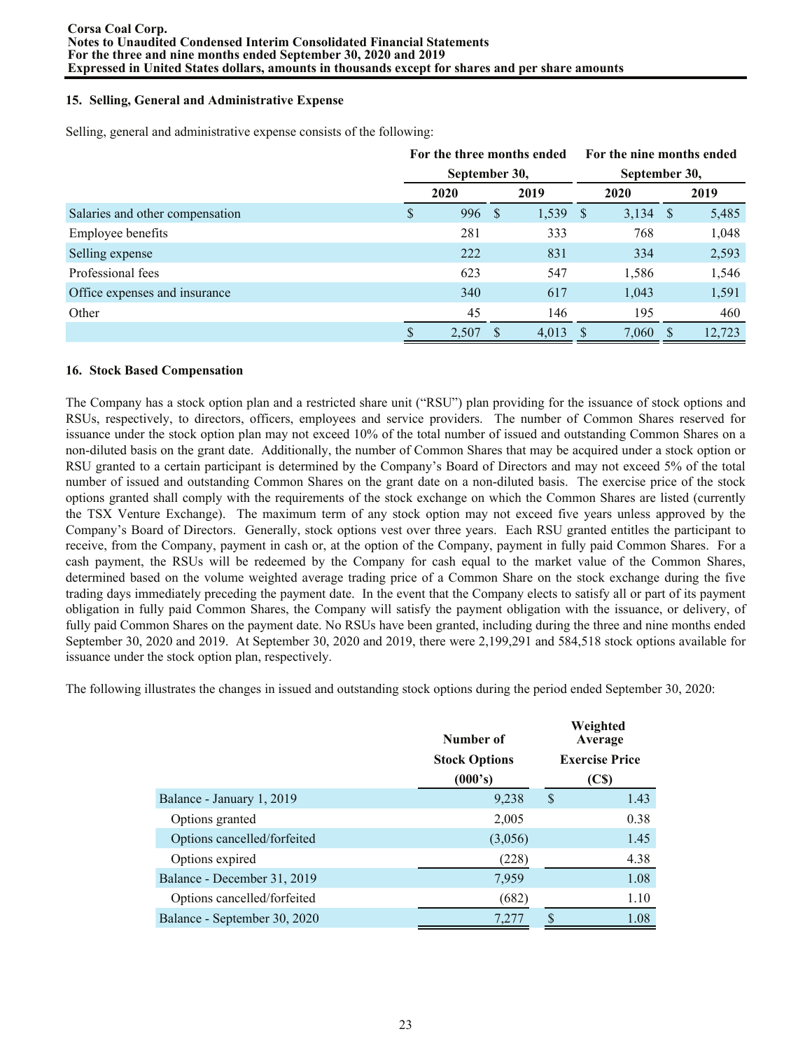## 15. Selling, General and Administrative Expense

Selling, general and administrative expense consists of the following:

| | For the three months ended September 30, | | For the nine months ended September 30, | |
|---|---|---|---|---|
| | 2020 | 2019 | 2020 | 2019 |
| Salaries and other compensation | $ 996 | $ 1,539 | $ 3,134 | $ 5,485 |
| Employee benefits | 281 | 333 | 768 | 1,048 |
| Selling expense | 222 | 831 | 334 | 2,593 |
| Professional fees | 623 | 547 | 1,586 | 1,546 |
| Office expenses and insurance | 340 | 617 | 1,043 | 1,591 |
| Other | 45 | 146 | 195 | 460 |
| | $ 2,507 | $ 4,013 | $ 7,060 | $ 12,723 |

## 16. Stock Based Compensation

The Company has a stock option plan and a restricted share unit ("RSU") plan providing for the issuance of stock options and RSUs, respectively, to directors, officers, employees and service providers. The number of Common Shares reserved for issuance under the stock option plan may not exceed 10% of the total number of issued and outstanding Common Shares on a non-diluted basis on the grant date. Additionally, the number of Common Shares that may be acquired under a stock option or RSU granted to a certain participant is determined by the Company's Board of Directors and may not exceed 5% of the total number of issued and outstanding Common Shares on the grant date on a non-diluted basis. The exercise price of the stock options granted shall comply with the requirements of the stock exchange on which the Common Shares are listed (currently the TSX Venture Exchange). The maximum term of any stock option may not exceed five years unless approved by the Company's Board of Directors. Generally, stock options vest over three years. Each RSU granted entitles the participant to receive, from the Company, payment in cash or, at the option of the Company, payment in fully paid Common Shares. For a cash payment, the RSUs will be redeemed by the Company for cash equal to the market value of the Common Shares, determined based on the volume weighted average trading price of a Common Share on the stock exchange during the five trading days immediately preceding the payment date. In the event that the Company elects to satisfy all or part of its payment obligation in fully paid Common Shares, the Company will satisfy the payment obligation with the issuance, or delivery, of fully paid Common Shares on the payment date. No RSUs have been granted, including during the three and nine months ended September 30, 2020 and 2019. At September 30, 2020 and 2019, there were 2,199,291 and 584,518 stock options available for issuance under the stock option plan, respectively.

The following illustrates the changes in issued and outstanding stock options during the period ended September 30, 2020:

| | Number of Stock Options (000's) | Weighted Average Exercise Price (C$) |
|---|---|---|
| Balance - January 1, 2019 | 9,238 | $ 1.43 |
| Options granted | 2,005 | 0.38 |
| Options cancelled/forfeited | (3,056) | 1.45 |
| Options expired | (228) | 4.38 |
| Balance - December 31, 2019 | 7,959 | 1.08 |
| Options cancelled/forfeited | (682) | 1.10 |
| Balance - September 30, 2020 | 7,277 | $ 1.08 |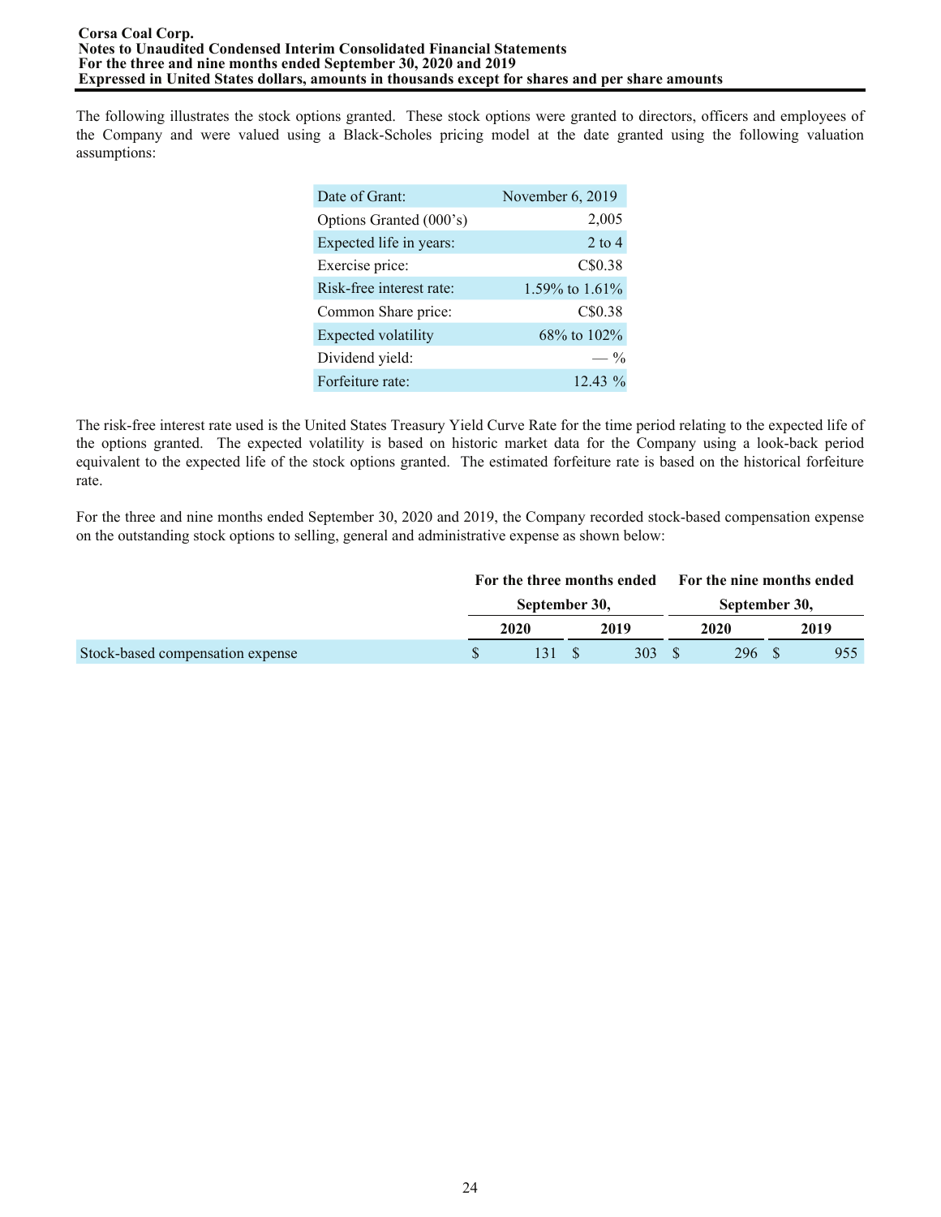The following illustrates the stock options granted. These stock options were granted to directors, officers and employees of the Company and were valued using a Black-Scholes pricing model at the date granted using the following valuation assumptions:

| | |
|---|---|
| Date of Grant: | November 6, 2019 |
| Options Granted (000's) | 2,005 |
| Expected life in years: | 2 to 4 |
| Exercise price: | C$0.38 |
| Risk-free interest rate: | 1.59% to 1.61% |
| Common Share price: | C$0.38 |
| Expected volatility | 68% to 102% |
| Dividend yield: | — % |
| Forfeiture rate: | 12.43 % |

The risk-free interest rate used is the United States Treasury Yield Curve Rate for the time period relating to the expected life of the options granted. The expected volatility is based on historic market data for the Company using a look-back period equivalent to the expected life of the stock options granted. The estimated forfeiture rate is based on the historical forfeiture rate.

For the three and nine months ended September 30, 2020 and 2019, the Company recorded stock-based compensation expense on the outstanding stock options to selling, general and administrative expense as shown below:

| | For the three months ended September 30, | | For the nine months ended September 30, | |
|---|---|---|---|---|
| | 2020 | 2019 | 2020 | 2019 |
| Stock-based compensation expense | $ 131 | $ 303 | $ 296 | $ 955 |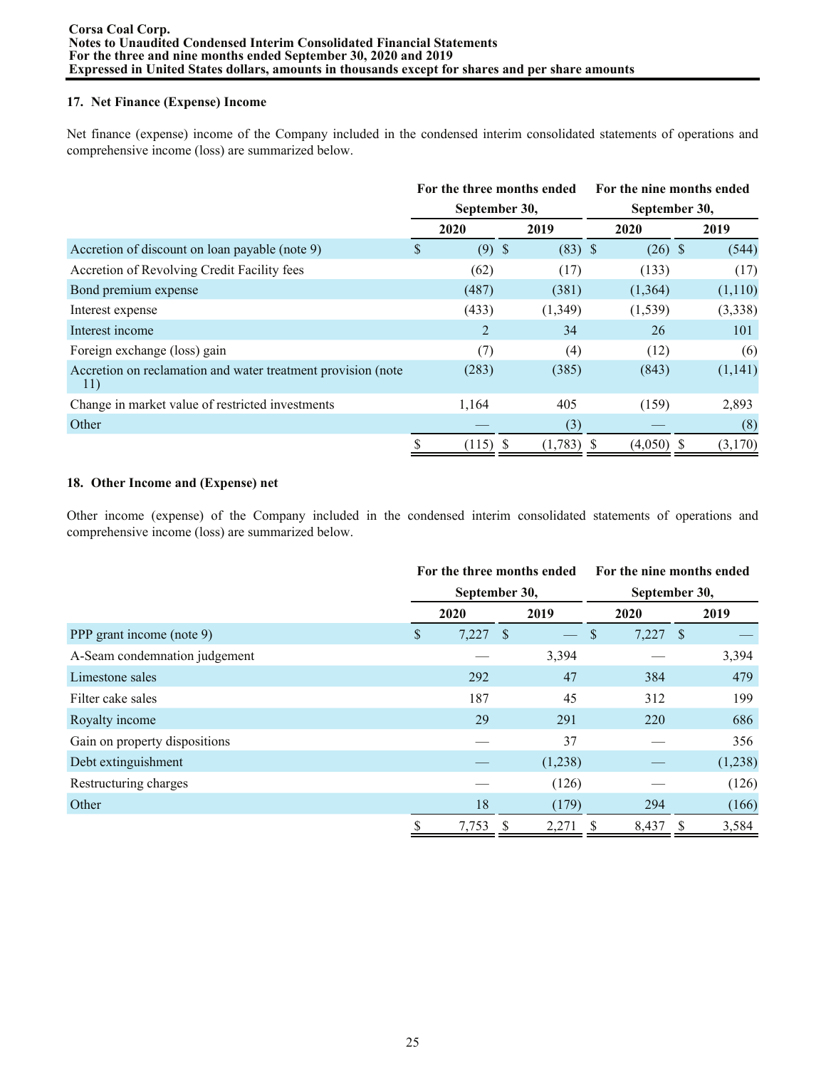## 17. Net Finance (Expense) Income

Net finance (expense) income of the Company included in the condensed interim consolidated statements of operations and comprehensive income (loss) are summarized below.

| | For the three months ended September 30, | | For the nine months ended September 30, | |
|---|---|---|---|---|
| | 2020 | 2019 | 2020 | 2019 |
| Accretion of discount on loan payable (note 9) | $ (9) | $ (83) | $ (26) | $ (544) |
| Accretion of Revolving Credit Facility fees | (62) | (17) | (133) | (17) |
| Bond premium expense | (487) | (381) | (1,364) | (1,110) |
| Interest expense | (433) | (1,349) | (1,539) | (3,338) |
| Interest income | 2 | 34 | 26 | 101 |
| Foreign exchange (loss) gain | (7) | (4) | (12) | (6) |
| Accretion on reclamation and water treatment provision (note 11) | (283) | (385) | (843) | (1,141) |
| Change in market value of restricted investments | 1,164 | 405 | (159) | 2,893 |
| Other | — | (3) | — | (8) |
| | $ (115) | $ (1,783) | $ (4,050) | $ (3,170) |

## 18. Other Income and (Expense) net

Other income (expense) of the Company included in the condensed interim consolidated statements of operations and comprehensive income (loss) are summarized below.

| | For the three months ended September 30, | | For the nine months ended September 30, | |
|---|---|---|---|---|
| | 2020 | 2019 | 2020 | 2019 |
| PPP grant income (note 9) | $ 7,227 | $ — | $ 7,227 | $ — |
| A-Seam condemnation judgement | — | 3,394 | — | 3,394 |
| Limestone sales | 292 | 47 | 384 | 479 |
| Filter cake sales | 187 | 45 | 312 | 199 |
| Royalty income | 29 | 291 | 220 | 686 |
| Gain on property dispositions | — | 37 | — | 356 |
| Debt extinguishment | — | (1,238) | — | (1,238) |
| Restructuring charges | — | (126) | — | (126) |
| Other | 18 | (179) | 294 | (166) |
| | $ 7,753 | $ 2,271 | $ 8,437 | $ 3,584 |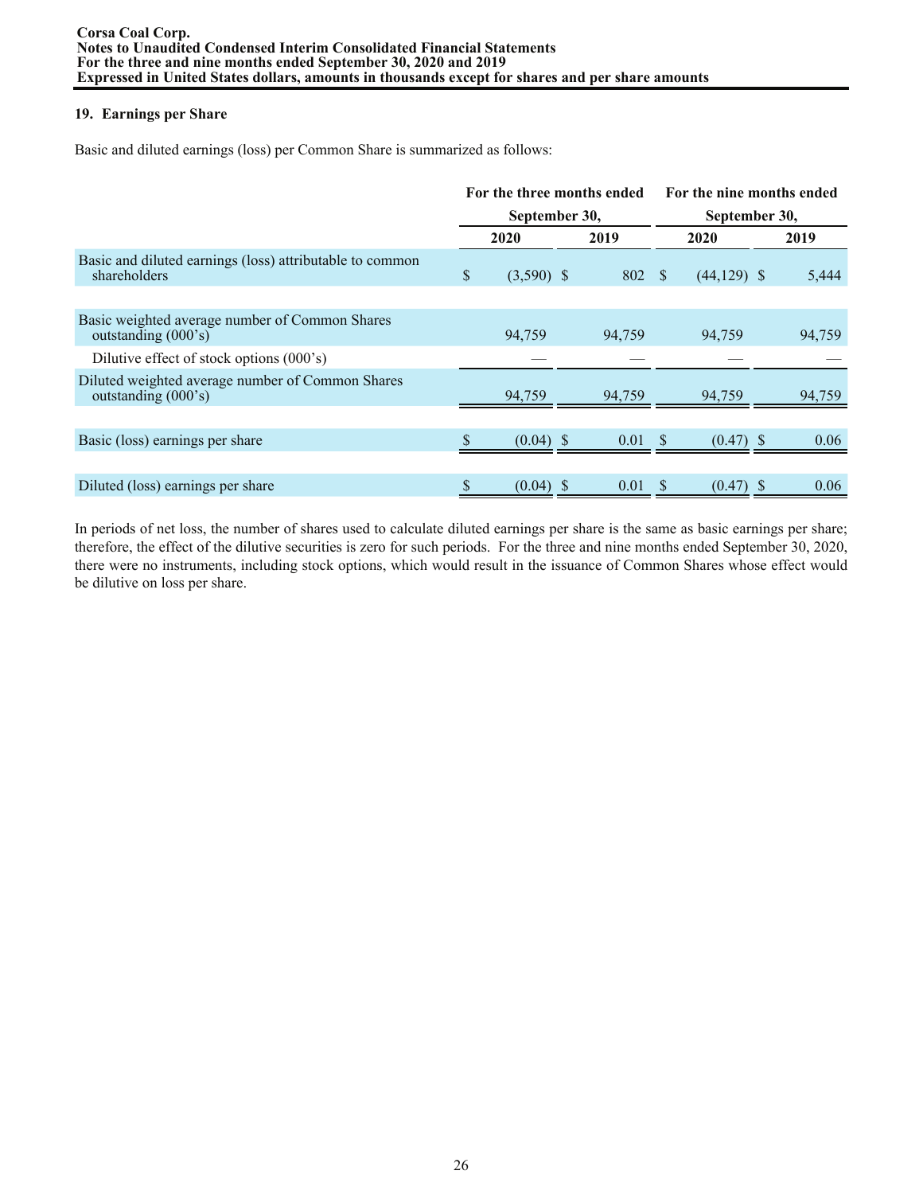## 19. Earnings per Share

Basic and diluted earnings (loss) per Common Share is summarized as follows:

| | For the three months ended September 30, | | For the nine months ended September 30, | |
|---|---|---|---|---|
| | 2020 | 2019 | 2020 | 2019 |
| Basic and diluted earnings (loss) attributable to common shareholders | $ (3,590) | $ 802 | $ (44,129) | $ 5,444 |
| Basic weighted average number of Common Shares outstanding (000's) | 94,759 | 94,759 | 94,759 | 94,759 |
| Dilutive effect of stock options (000's) | — | — | — | — |
| Diluted weighted average number of Common Shares outstanding (000's) | 94,759 | 94,759 | 94,759 | 94,759 |
| Basic (loss) earnings per share | $ (0.04) | $ 0.01 | $ (0.47) | $ 0.06 |
| Diluted (loss) earnings per share | $ (0.04) | $ 0.01 | $ (0.47) | $ 0.06 |

In periods of net loss, the number of shares used to calculate diluted earnings per share is the same as basic earnings per share; therefore, the effect of the dilutive securities is zero for such periods. For the three and nine months ended September 30, 2020, there were no instruments, including stock options, which would result in the issuance of Common Shares whose effect would be dilutive on loss per share.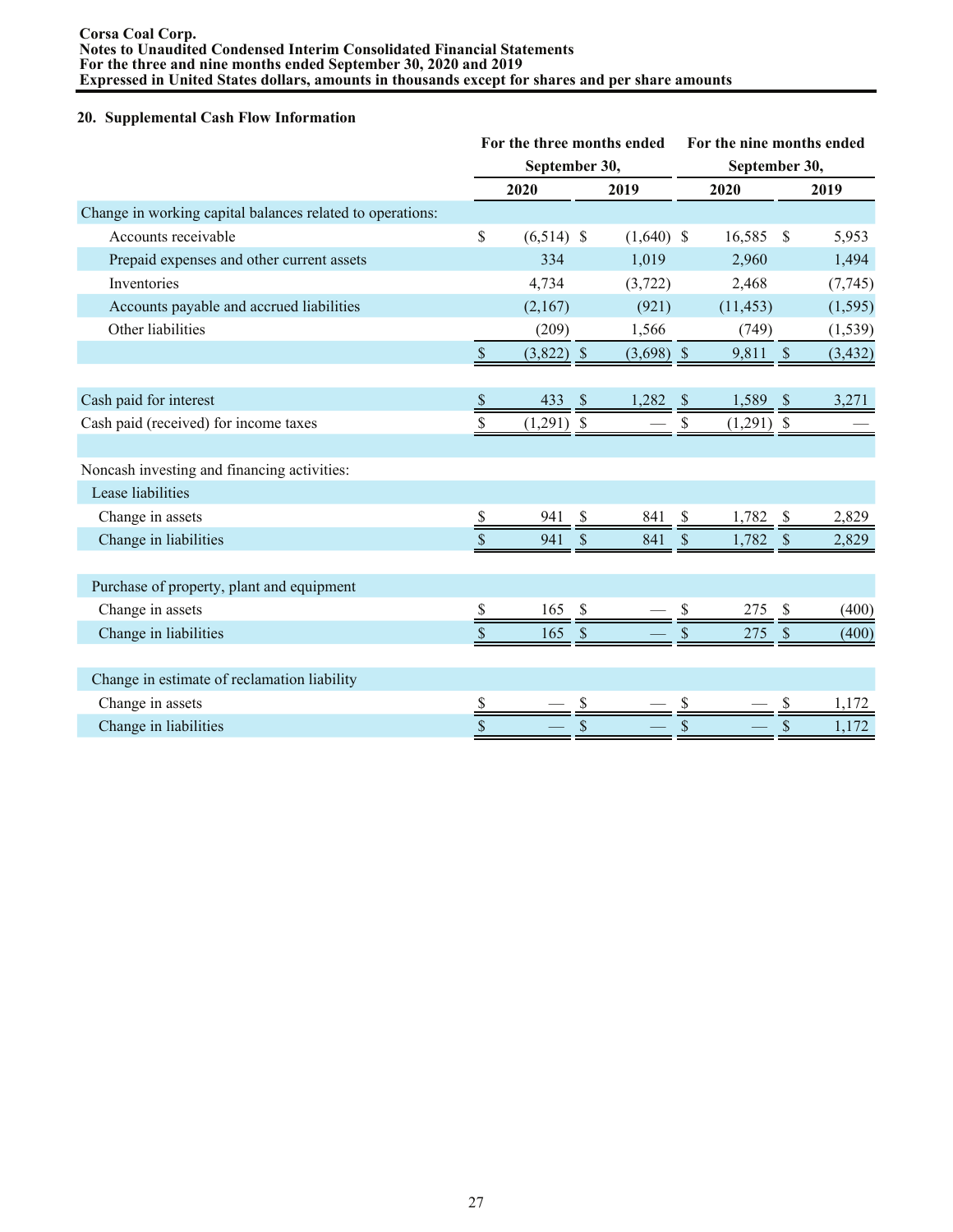## 20. Supplemental Cash Flow Information

| | For the three months ended September 30, | | For the nine months ended September 30, | |
|---|---|---|---|---|
| | 2020 | 2019 | 2020 | 2019 |
| Change in working capital balances related to operations: | | | | |
| Accounts receivable | $ (6,514) | $ (1,640) | $ 16,585 | $ 5,953 |
| Prepaid expenses and other current assets | 334 | 1,019 | 2,960 | 1,494 |
| Inventories | 4,734 | (3,722) | 2,468 | (7,745) |
| Accounts payable and accrued liabilities | (2,167) | (921) | (11,453) | (1,595) |
| Other liabilities | (209) | 1,566 | (749) | (1,539) |
| | $ (3,822) | $ (3,698) | $ 9,811 | $ (3,432) |
| Cash paid for interest | $ 433 | $ 1,282 | $ 1,589 | $ 3,271 |
| Cash paid (received) for income taxes | $ (1,291) | $ — | $ (1,291) | $ — |
| Noncash investing and financing activities: | | | | |
| Lease liabilities | | | | |
| Change in assets | $ 941 | $ 841 | $ 1,782 | $ 2,829 |
| Change in liabilities | $ 941 | $ 841 | $ 1,782 | $ 2,829 |
| Purchase of property, plant and equipment | | | | |
| Change in assets | $ 165 | $ — | $ 275 | $ (400) |
| Change in liabilities | $ 165 | $ — | $ 275 | $ (400) |
| Change in estimate of reclamation liability | | | | |
| Change in assets | $ — | $ — | $ — | $ 1,172 |
| Change in liabilities | $ — | $ — | $ — | $ 1,172 |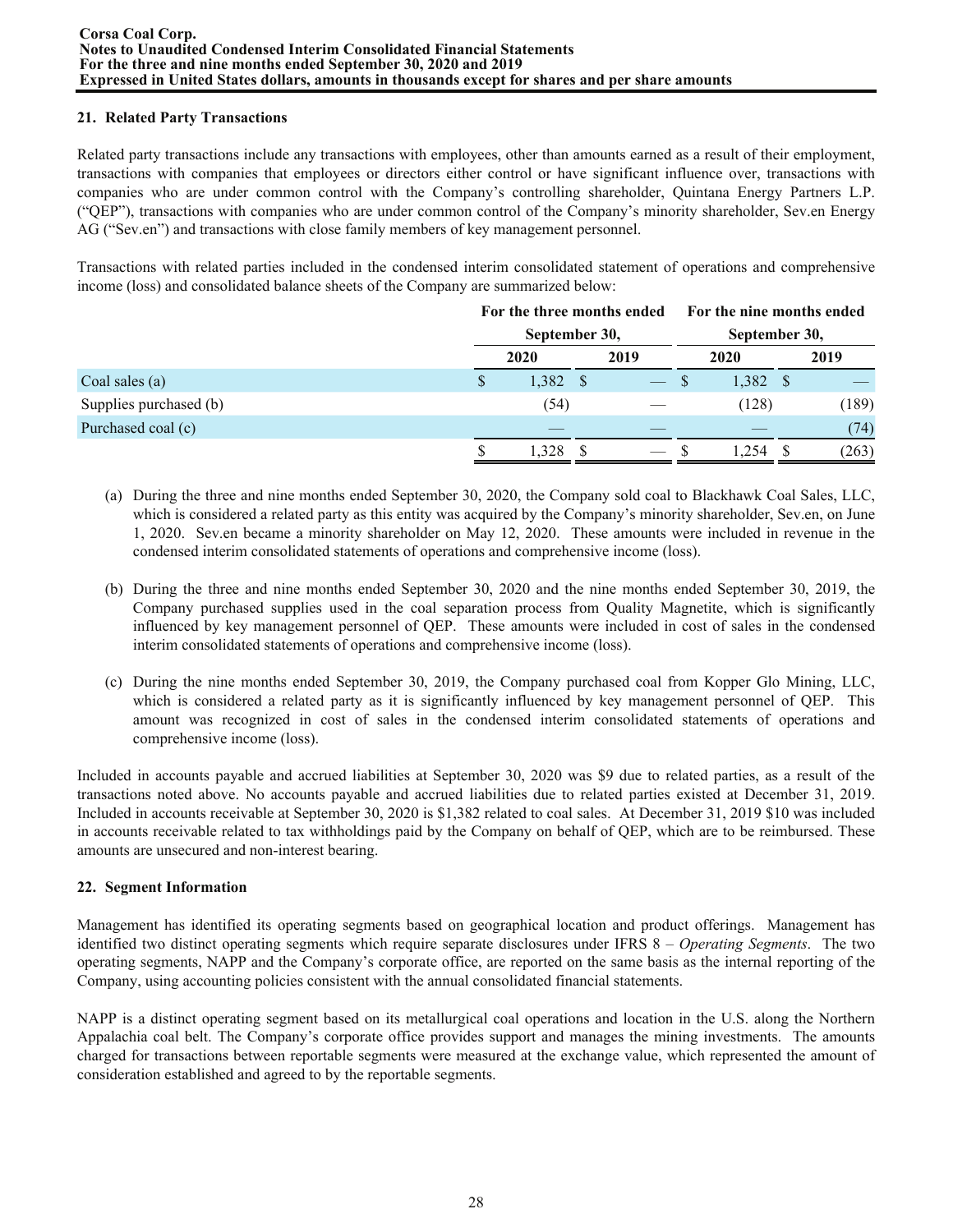#### 21. Related Party Transactions

Related party transactions include any transactions with employees, other than amounts earned as a result of their employment, transactions with companies that employees or directors either control or have significant influence over, transactions with companies who are under common control with the Company's controlling shareholder, Quintana Energy Partners L.P. ("QEP"), transactions with companies who are under common control of the Company's minority shareholder, Sev.en Energy AG ("Sev.en") and transactions with close family members of key management personnel.

Transactions with related parties included in the condensed interim consolidated statement of operations and comprehensive income (loss) and consolidated balance sheets of the Company are summarized below:

| | For the three months ended September 30, | | For the nine months ended September 30, | |
|---|---|---|---|---|
| | 2020 | 2019 | 2020 | 2019 |
| Coal sales (a) | $ 1,382 | $ — | $ 1,382 | $ — |
| Supplies purchased (b) | (54) | — | (128) | (189) |
| Purchased coal (c) | — | — | — | (74) |
| | $ 1,328 | $ — | $ 1,254 | $ (263) |

(a) During the three and nine months ended September 30, 2020, the Company sold coal to Blackhawk Coal Sales, LLC, which is considered a related party as this entity was acquired by the Company's minority shareholder, Sev.en, on June 1, 2020. Sev.en became a minority shareholder on May 12, 2020. These amounts were included in revenue in the condensed interim consolidated statements of operations and comprehensive income (loss).

(b) During the three and nine months ended September 30, 2020 and the nine months ended September 30, 2019, the Company purchased supplies used in the coal separation process from Quality Magnetite, which is significantly influenced by key management personnel of QEP. These amounts were included in cost of sales in the condensed interim consolidated statements of operations and comprehensive income (loss).

(c) During the nine months ended September 30, 2019, the Company purchased coal from Kopper Glo Mining, LLC, which is considered a related party as it is significantly influenced by key management personnel of QEP. This amount was recognized in cost of sales in the condensed interim consolidated statements of operations and comprehensive income (loss).

Included in accounts payable and accrued liabilities at September 30, 2020 was $9 due to related parties, as a result of the transactions noted above. No accounts payable and accrued liabilities due to related parties existed at December 31, 2019. Included in accounts receivable at September 30, 2020 is $1,382 related to coal sales. At December 31, 2019 $10 was included in accounts receivable related to tax withholdings paid by the Company on behalf of QEP, which are to be reimbursed. These amounts are unsecured and non-interest bearing.

#### 22. Segment Information

Management has identified its operating segments based on geographical location and product offerings. Management has identified two distinct operating segments which require separate disclosures under IFRS 8 – *Operating Segments*. The two operating segments, NAPP and the Company's corporate office, are reported on the same basis as the internal reporting of the Company, using accounting policies consistent with the annual consolidated financial statements.

NAPP is a distinct operating segment based on its metallurgical coal operations and location in the U.S. along the Northern Appalachia coal belt. The Company's corporate office provides support and manages the mining investments. The amounts charged for transactions between reportable segments were measured at the exchange value, which represented the amount of consideration established and agreed to by the reportable segments.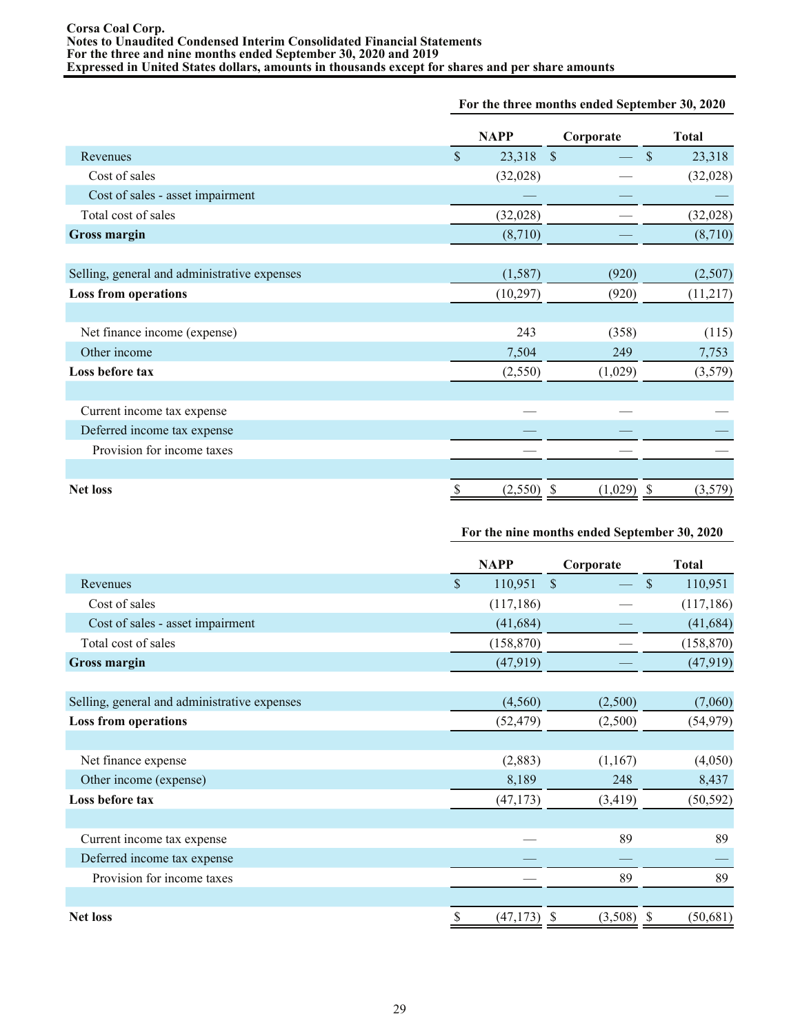| | For the three months ended September 30, 2020 | | |
|---|---|---|---|
| | NAPP | Corporate | Total |
| Revenues | $ 23,318 | $ — | $ 23,318 |
| Cost of sales | (32,028) | — | (32,028) |
| Cost of sales - asset impairment | — | — | — |
| Total cost of sales | (32,028) | — | (32,028) |
| **Gross margin** | (8,710) | — | (8,710) |
| | | | |
| Selling, general and administrative expenses | (1,587) | (920) | (2,507) |
| **Loss from operations** | (10,297) | (920) | (11,217) |
| | | | |
| Net finance income (expense) | 243 | (358) | (115) |
| Other income | 7,504 | 249 | 7,753 |
| **Loss before tax** | (2,550) | (1,029) | (3,579) |
| | | | |
| Current income tax expense | — | — | — |
| Deferred income tax expense | — | — | — |
| Provision for income taxes | — | — | — |
| | | | |
| **Net loss** | $ (2,550) | $ (1,029) | $ (3,579) |

| | For the nine months ended September 30, 2020 | | |
|---|---|---|---|
| | NAPP | Corporate | Total |
| Revenues | $ 110,951 | $ — | $ 110,951 |
| Cost of sales | (117,186) | — | (117,186) |
| Cost of sales - asset impairment | (41,684) | — | (41,684) |
| Total cost of sales | (158,870) | — | (158,870) |
| **Gross margin** | (47,919) | — | (47,919) |
| | | | |
| Selling, general and administrative expenses | (4,560) | (2,500) | (7,060) |
| **Loss from operations** | (52,479) | (2,500) | (54,979) |
| | | | |
| Net finance expense | (2,883) | (1,167) | (4,050) |
| Other income (expense) | 8,189 | 248 | 8,437 |
| **Loss before tax** | (47,173) | (3,419) | (50,592) |
| | | | |
| Current income tax expense | — | 89 | 89 |
| Deferred income tax expense | — | — | — |
| Provision for income taxes | — | 89 | 89 |
| | | | |
| **Net loss** | $ (47,173) | $ (3,508) | $ (50,681) |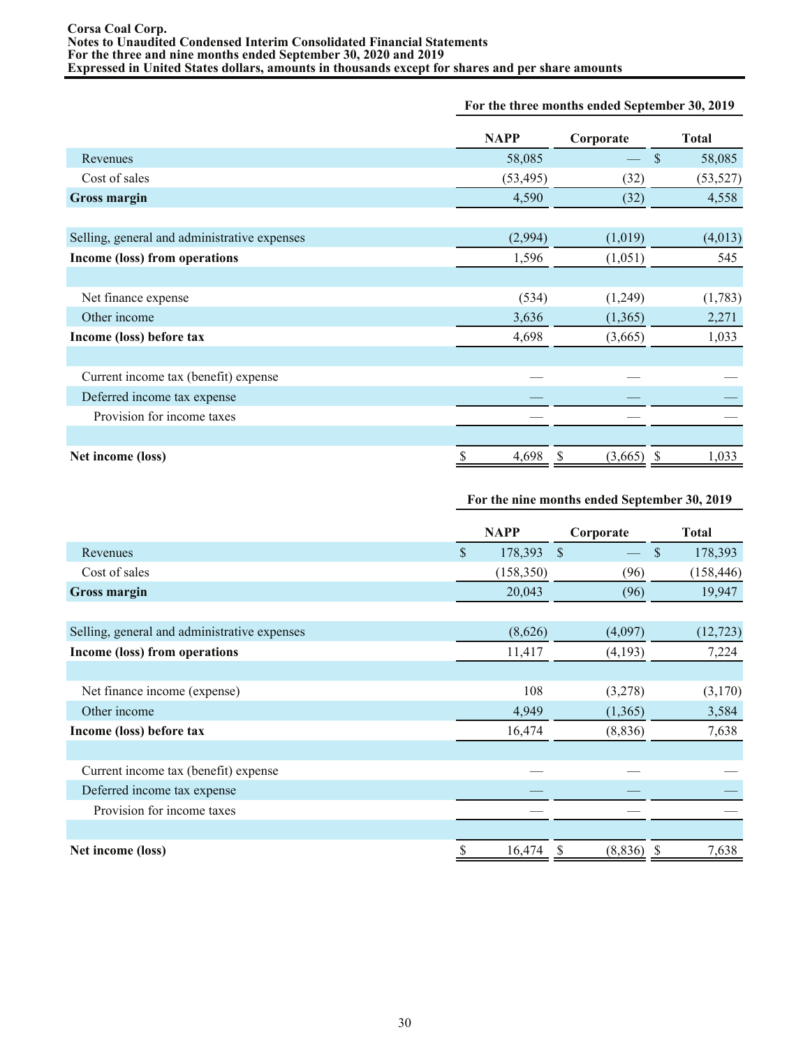| | For the three months ended September 30, 2019 | | |
|---|---|---|---|
| | NAPP | Corporate | Total |
| Revenues | 58,085 | — | $ 58,085 |
| Cost of sales | (53,495) | (32) | (53,527) |
| **Gross margin** | 4,590 | (32) | 4,558 |
| | | | |
| Selling, general and administrative expenses | (2,994) | (1,019) | (4,013) |
| **Income (loss) from operations** | 1,596 | (1,051) | 545 |
| | | | |
| Net finance expense | (534) | (1,249) | (1,783) |
| Other income | 3,636 | (1,365) | 2,271 |
| **Income (loss) before tax** | 4,698 | (3,665) | 1,033 |
| | | | |
| Current income tax (benefit) expense | — | — | — |
| Deferred income tax expense | — | — | — |
| Provision for income taxes | — | — | — |
| | | | |
| **Net income (loss)** | $ 4,698 | $ (3,665) | $ 1,033 |

| | For the nine months ended September 30, 2019 | | |
|---|---|---|---|
| | NAPP | Corporate | Total |
| Revenues | $ 178,393 | $ — | $ 178,393 |
| Cost of sales | (158,350) | (96) | (158,446) |
| **Gross margin** | 20,043 | (96) | 19,947 |
| | | | |
| Selling, general and administrative expenses | (8,626) | (4,097) | (12,723) |
| **Income (loss) from operations** | 11,417 | (4,193) | 7,224 |
| | | | |
| Net finance income (expense) | 108 | (3,278) | (3,170) |
| Other income | 4,949 | (1,365) | 3,584 |
| **Income (loss) before tax** | 16,474 | (8,836) | 7,638 |
| | | | |
| Current income tax (benefit) expense | — | — | — |
| Deferred income tax expense | — | — | — |
| Provision for income taxes | — | — | — |
| | | | |
| **Net income (loss)** | $ 16,474 | $ (8,836) | $ 7,638 |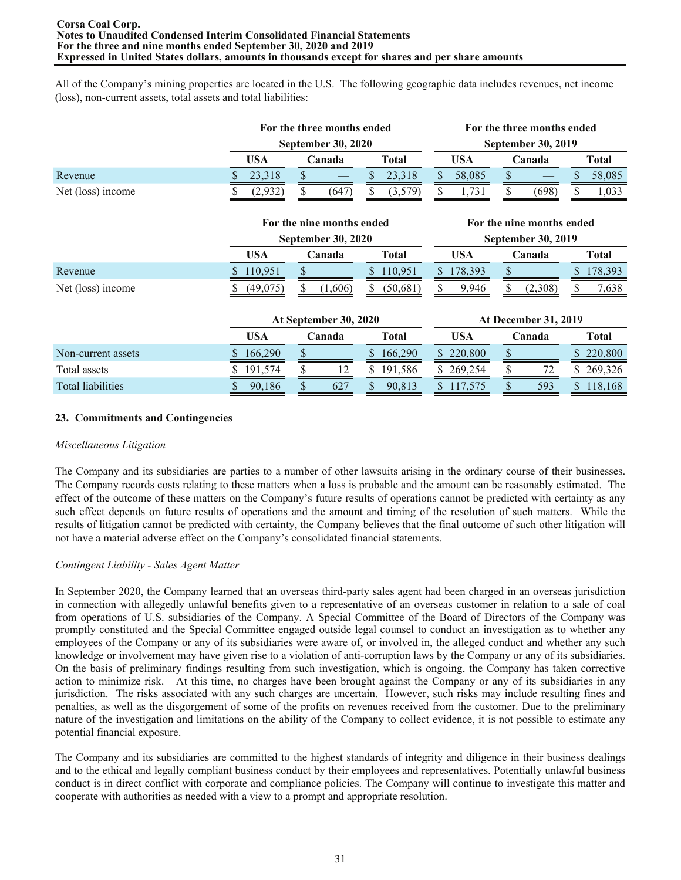All of the Company's mining properties are located in the U.S. The following geographic data includes revenues, net income (loss), non-current assets, total assets and total liabilities:

| | For the three months ended September 30, 2020 | | | For the three months ended September 30, 2019 | | |
|---|---|---|---|---|---|---|
| | USA | Canada | Total | USA | Canada | Total |
| Revenue | $ 23,318 | $ — | $ 23,318 | $ 58,085 | $ — | $ 58,085 |
| Net (loss) income | $ (2,932) | $ (647) | $ (3,579) | $ 1,731 | $ (698) | $ 1,033 |

| | For the nine months ended September 30, 2020 | | | For the nine months ended September 30, 2019 | | |
|---|---|---|---|---|---|---|
| | USA | Canada | Total | USA | Canada | Total |
| Revenue | $ 110,951 | $ — | $ 110,951 | $ 178,393 | $ — | $ 178,393 |
| Net (loss) income | $ (49,075) | $ (1,606) | $ (50,681) | $ 9,946 | $ (2,308) | $ 7,638 |

| | At September 30, 2020 | | | At December 31, 2019 | | |
|---|---|---|---|---|---|---|
| | USA | Canada | Total | USA | Canada | Total |
| Non-current assets | $ 166,290 | $ — | $ 166,290 | $ 220,800 | $ — | $ 220,800 |
| Total assets | $ 191,574 | $ 12 | $ 191,586 | $ 269,254 | $ 72 | $ 269,326 |
| Total liabilities | $ 90,186 | $ 627 | $ 90,813 | $ 117,575 | $ 593 | $ 118,168 |

## 23. Commitments and Contingencies

*Miscellaneous Litigation*

The Company and its subsidiaries are parties to a number of other lawsuits arising in the ordinary course of their businesses. The Company records costs relating to these matters when a loss is probable and the amount can be reasonably estimated. The effect of the outcome of these matters on the Company's future results of operations cannot be predicted with certainty as any such effect depends on future results of operations and the amount and timing of the resolution of such matters. While the results of litigation cannot be predicted with certainty, the Company believes that the final outcome of such other litigation will not have a material adverse effect on the Company's consolidated financial statements.

*Contingent Liability - Sales Agent Matter*

In September 2020, the Company learned that an overseas third-party sales agent had been charged in an overseas jurisdiction in connection with allegedly unlawful benefits given to a representative of an overseas customer in relation to a sale of coal from operations of U.S. subsidiaries of the Company. A Special Committee of the Board of Directors of the Company was promptly constituted and the Special Committee engaged outside legal counsel to conduct an investigation as to whether any employees of the Company or any of its subsidiaries were aware of, or involved in, the alleged conduct and whether any such knowledge or involvement may have given rise to a violation of anti-corruption laws by the Company or any of its subsidiaries. On the basis of preliminary findings resulting from such investigation, which is ongoing, the Company has taken corrective action to minimize risk. At this time, no charges have been brought against the Company or any of its subsidiaries in any jurisdiction. The risks associated with any such charges are uncertain. However, such risks may include resulting fines and penalties, as well as the disgorgement of some of the profits on revenues received from the customer. Due to the preliminary nature of the investigation and limitations on the ability of the Company to collect evidence, it is not possible to estimate any potential financial exposure.

The Company and its subsidiaries are committed to the highest standards of integrity and diligence in their business dealings and to the ethical and legally compliant business conduct by their employees and representatives. Potentially unlawful business conduct is in direct conflict with corporate and compliance policies. The Company will continue to investigate this matter and cooperate with authorities as needed with a view to a prompt and appropriate resolution.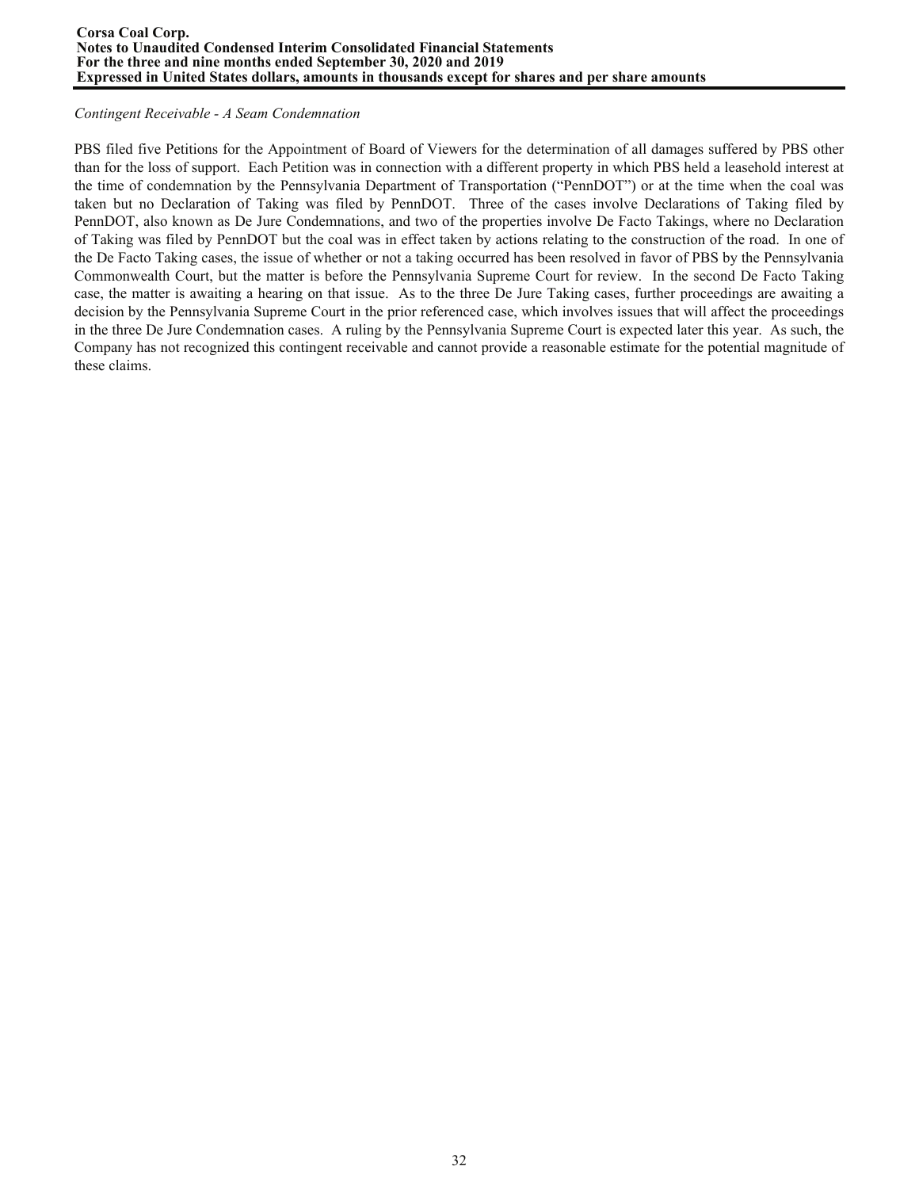*Contingent Receivable - A Seam Condemnation*

PBS filed five Petitions for the Appointment of Board of Viewers for the determination of all damages suffered by PBS other than for the loss of support. Each Petition was in connection with a different property in which PBS held a leasehold interest at the time of condemnation by the Pennsylvania Department of Transportation ("PennDOT") or at the time when the coal was taken but no Declaration of Taking was filed by PennDOT. Three of the cases involve Declarations of Taking filed by PennDOT, also known as De Jure Condemnations, and two of the properties involve De Facto Takings, where no Declaration of Taking was filed by PennDOT but the coal was in effect taken by actions relating to the construction of the road. In one of the De Facto Taking cases, the issue of whether or not a taking occurred has been resolved in favor of PBS by the Pennsylvania Commonwealth Court, but the matter is before the Pennsylvania Supreme Court for review. In the second De Facto Taking case, the matter is awaiting a hearing on that issue. As to the three De Jure Taking cases, further proceedings are awaiting a decision by the Pennsylvania Supreme Court in the prior referenced case, which involves issues that will affect the proceedings in the three De Jure Condemnation cases. A ruling by the Pennsylvania Supreme Court is expected later this year. As such, the Company has not recognized this contingent receivable and cannot provide a reasonable estimate for the potential magnitude of these claims.